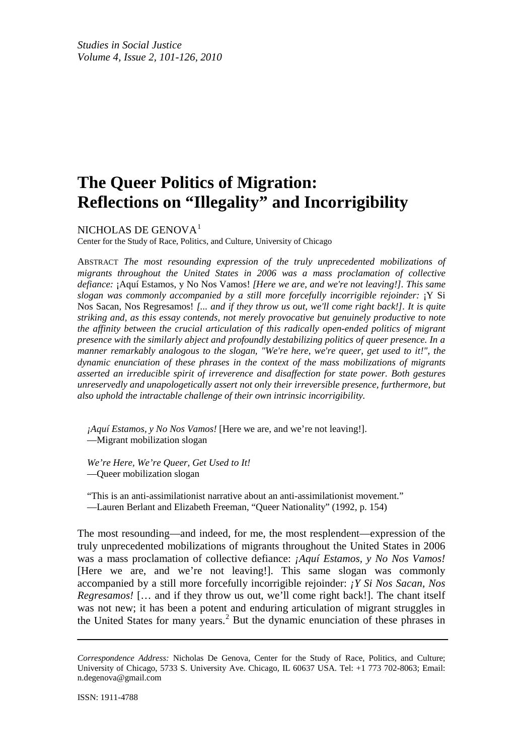# The Queer Politics of Migration: Reflections on "Illegality" and Incorrigibility

NICHOLAS DE GENOVA[1]

Center for the Study of Race, Politics, and Culture, University of Chicago

ABSTRACT *The most resounding expression of the truly unprecedented mobilizations of migrants throughout the United States in 2006 was a mass proclamation of collective defiance:* ¡Aquí Estamos, y No Nos Vamos! *[Here we are, and we're not leaving!]. This same slogan was commonly accompanied by a still more forcefully incorrigible rejoinder:* ¡Y Si Nos Sacan, Nos Regresamos! *[... and if they throw us out, we'll come right back!]. It is quite striking and, as this essay contends, not merely provocative but genuinely productive to note the affinity between the crucial articulation of this radically open-ended politics of migrant presence with the similarly abject and profoundly destabilizing politics of queer presence. In a manner remarkably analogous to the slogan, "We're here, we're queer, get used to it!", the dynamic enunciation of these phrases in the context of the mass mobilizations of migrants asserted an irreducible spirit of irreverence and disaffection for state power. Both gestures unreservedly and unapologetically assert not only their irreversible presence, furthermore, but also uphold the intractable challenge of their own intrinsic incorrigibility.*

> *¡Aquí Estamos, y No Nos Vamos!* [Here we are, and we're not leaving!].
> —Migrant mobilization slogan
>
> *We're Here, We're Queer, Get Used to It!*
> —Queer mobilization slogan
>
> "This is an anti-assimilationist narrative about an anti-assimilationist movement."
> —Lauren Berlant and Elizabeth Freeman, "Queer Nationality" (1992, p. 154)

The most resounding—and indeed, for me, the most resplendent—expression of the truly unprecedented mobilizations of migrants throughout the United States in 2006 was a mass proclamation of collective defiance: *¡Aquí Estamos, y No Nos Vamos!* [Here we are, and we're not leaving!]. This same slogan was commonly accompanied by a still more forcefully incorrigible rejoinder: *¡Y Si Nos Sacan, Nos Regresamos!* [… and if they throw us out, we'll come right back!]. The chant itself was not new; it has been a potent and enduring articulation of migrant struggles in the United States for many years.[2] But the dynamic enunciation of these phrases in

---

*Correspondence Address:* Nicholas De Genova, Center for the Study of Race, Politics, and Culture; University of Chicago, 5733 S. University Ave. Chicago, IL 60637 USA. Tel: +1 773 702-8063; Email: n.degenova@gmail.com

ISSN: 1911-4788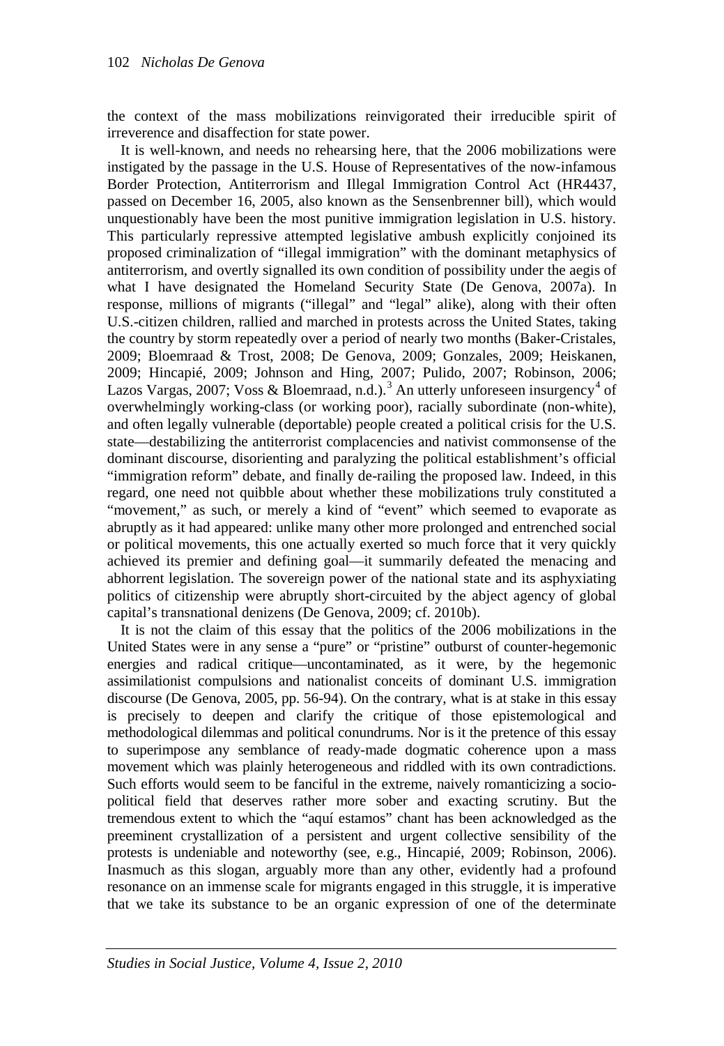the context of the mass mobilizations reinvigorated their irreducible spirit of irreverence and disaffection for state power.

It is well-known, and needs no rehearsing here, that the 2006 mobilizations were instigated by the passage in the U.S. House of Representatives of the now-infamous Border Protection, Antiterrorism and Illegal Immigration Control Act (HR4437, passed on December 16, 2005, also known as the Sensenbrenner bill), which would unquestionably have been the most punitive immigration legislation in U.S. history. This particularly repressive attempted legislative ambush explicitly conjoined its proposed criminalization of "illegal immigration" with the dominant metaphysics of antiterrorism, and overtly signalled its own condition of possibility under the aegis of what I have designated the Homeland Security State (De Genova, 2007a). In response, millions of migrants ("illegal" and "legal" alike), along with their often U.S.-citizen children, rallied and marched in protests across the United States, taking the country by storm repeatedly over a period of nearly two months (Baker-Cristales, 2009; Bloemraad & Trost, 2008; De Genova, 2009; Gonzales, 2009; Heiskanen, 2009; Hincapié, 2009; Johnson and Hing, 2007; Pulido, 2007; Robinson, 2006; Lazos Vargas, 2007; Voss & Bloemraad, n.d.).[3] An utterly unforeseen insurgency[4] of overwhelmingly working-class (or working poor), racially subordinate (non-white), and often legally vulnerable (deportable) people created a political crisis for the U.S. state—destabilizing the antiterrorist complacencies and nativist commonsense of the dominant discourse, disorienting and paralyzing the political establishment's official "immigration reform" debate, and finally de-railing the proposed law. Indeed, in this regard, one need not quibble about whether these mobilizations truly constituted a "movement," as such, or merely a kind of "event" which seemed to evaporate as abruptly as it had appeared: unlike many other more prolonged and entrenched social or political movements, this one actually exerted so much force that it very quickly achieved its premier and defining goal—it summarily defeated the menacing and abhorrent legislation. The sovereign power of the national state and its asphyxiating politics of citizenship were abruptly short-circuited by the abject agency of global capital's transnational denizens (De Genova, 2009; cf. 2010b).

It is not the claim of this essay that the politics of the 2006 mobilizations in the United States were in any sense a "pure" or "pristine" outburst of counter-hegemonic energies and radical critique—uncontaminated, as it were, by the hegemonic assimilationist compulsions and nationalist conceits of dominant U.S. immigration discourse (De Genova, 2005, pp. 56-94). On the contrary, what is at stake in this essay is precisely to deepen and clarify the critique of those epistemological and methodological dilemmas and political conundrums. Nor is it the pretence of this essay to superimpose any semblance of ready-made dogmatic coherence upon a mass movement which was plainly heterogeneous and riddled with its own contradictions. Such efforts would seem to be fanciful in the extreme, naively romanticizing a socio-political field that deserves rather more sober and exacting scrutiny. But the tremendous extent to which the "aquí estamos" chant has been acknowledged as the preeminent crystallization of a persistent and urgent collective sensibility of the protests is undeniable and noteworthy (see, e.g., Hincapié, 2009; Robinson, 2006). Inasmuch as this slogan, arguably more than any other, evidently had a profound resonance on an immense scale for migrants engaged in this struggle, it is imperative that we take its substance to be an organic expression of one of the determinate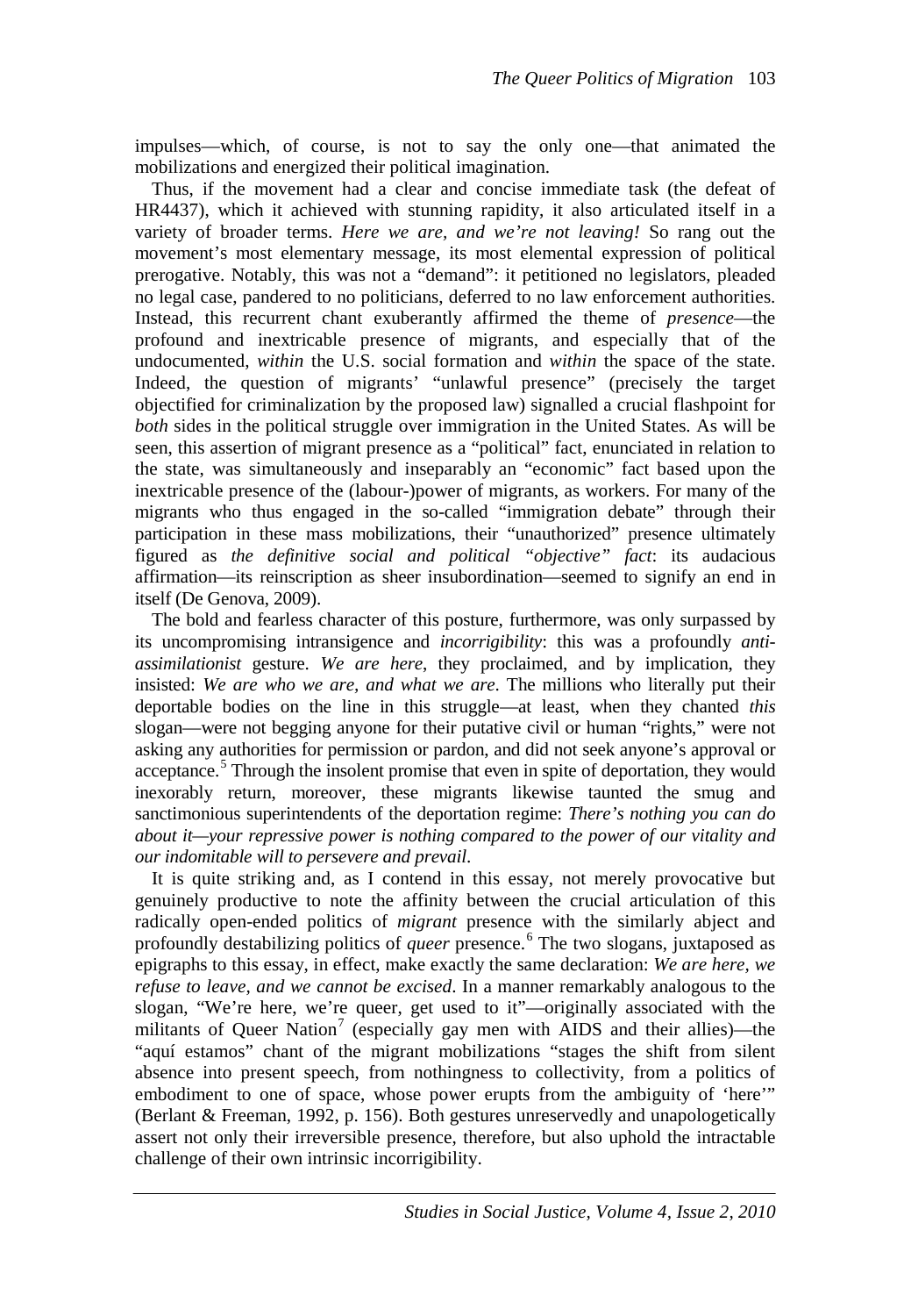impulses—which, of course, is not to say the only one—that animated the mobilizations and energized their political imagination.

Thus, if the movement had a clear and concise immediate task (the defeat of HR4437), which it achieved with stunning rapidity, it also articulated itself in a variety of broader terms. *Here we are, and we're not leaving!* So rang out the movement's most elementary message, its most elemental expression of political prerogative. Notably, this was not a "demand": it petitioned no legislators, pleaded no legal case, pandered to no politicians, deferred to no law enforcement authorities. Instead, this recurrent chant exuberantly affirmed the theme of *presence*—the profound and inextricable presence of migrants, and especially that of the undocumented, *within* the U.S. social formation and *within* the space of the state. Indeed, the question of migrants' "unlawful presence" (precisely the target objectified for criminalization by the proposed law) signalled a crucial flashpoint for *both* sides in the political struggle over immigration in the United States. As will be seen, this assertion of migrant presence as a "political" fact, enunciated in relation to the state, was simultaneously and inseparably an "economic" fact based upon the inextricable presence of the (labour-)power of migrants, as workers. For many of the migrants who thus engaged in the so-called "immigration debate" through their participation in these mass mobilizations, their "unauthorized" presence ultimately figured as *the definitive social and political "objective" fact*: its audacious affirmation—its reinscription as sheer insubordination—seemed to signify an end in itself (De Genova, 2009).

The bold and fearless character of this posture, furthermore, was only surpassed by its uncompromising intransigence and *incorrigibility*: this was a profoundly *anti-assimilationist* gesture. *We are here*, they proclaimed, and by implication, they insisted: *We are who we are, and what we are*. The millions who literally put their deportable bodies on the line in this struggle—at least, when they chanted *this* slogan—were not begging anyone for their putative civil or human "rights," were not asking any authorities for permission or pardon, and did not seek anyone's approval or acceptance.[5] Through the insolent promise that even in spite of deportation, they would inexorably return, moreover, these migrants likewise taunted the smug and sanctimonious superintendents of the deportation regime: *There's nothing you can do about it—your repressive power is nothing compared to the power of our vitality and our indomitable will to persevere and prevail*.

It is quite striking and, as I contend in this essay, not merely provocative but genuinely productive to note the affinity between the crucial articulation of this radically open-ended politics of *migrant* presence with the similarly abject and profoundly destabilizing politics of *queer* presence.[6] The two slogans, juxtaposed as epigraphs to this essay, in effect, make exactly the same declaration: *We are here, we refuse to leave, and we cannot be excised*. In a manner remarkably analogous to the slogan, "We're here, we're queer, get used to it"—originally associated with the militants of Queer Nation[7] (especially gay men with AIDS and their allies)—the "aquí estamos" chant of the migrant mobilizations "stages the shift from silent absence into present speech, from nothingness to collectivity, from a politics of embodiment to one of space, whose power erupts from the ambiguity of 'here'" (Berlant & Freeman, 1992, p. 156). Both gestures unreservedly and unapologetically assert not only their irreversible presence, therefore, but also uphold the intractable challenge of their own intrinsic incorrigibility.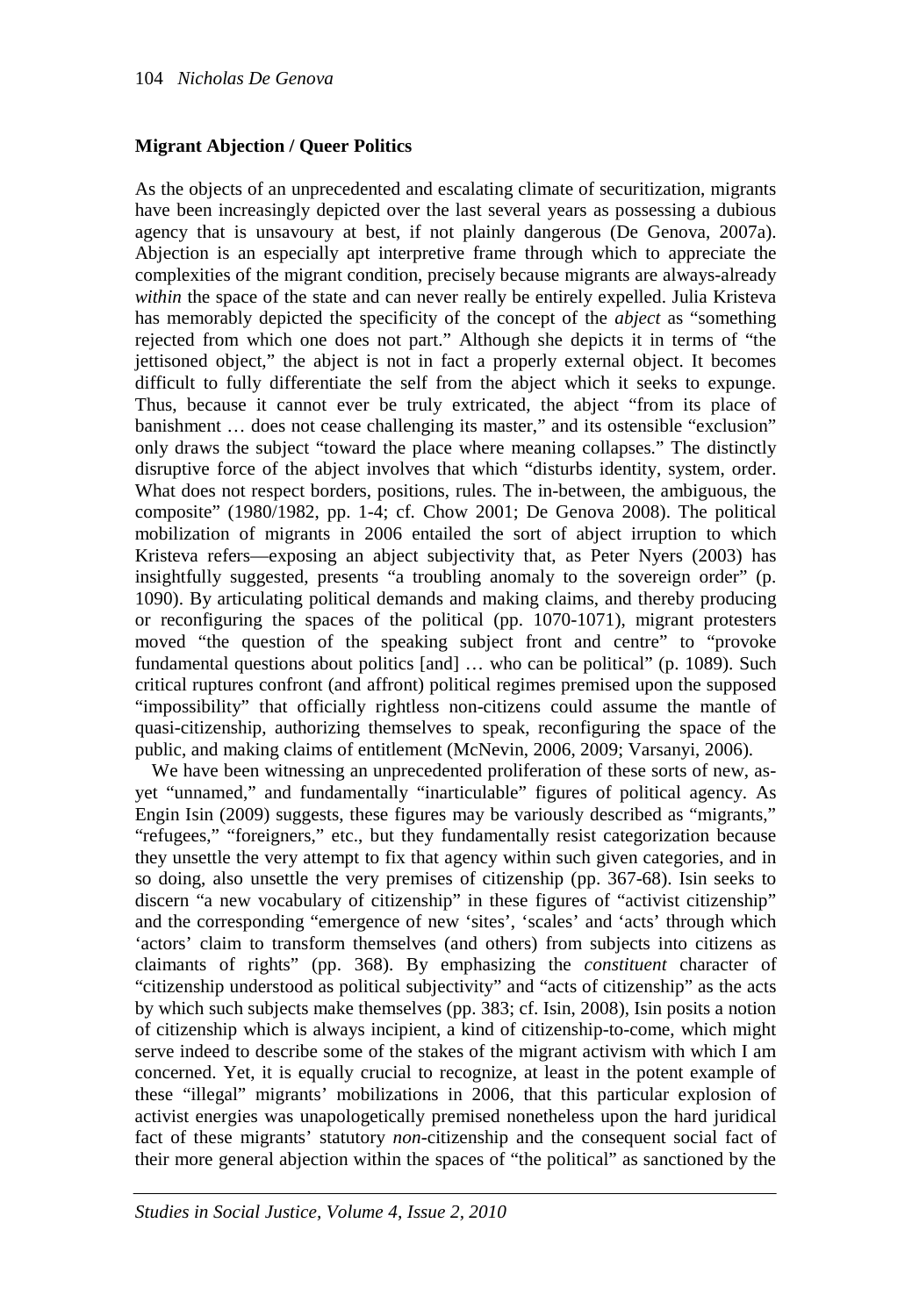### Migrant Abjection / Queer Politics

As the objects of an unprecedented and escalating climate of securitization, migrants have been increasingly depicted over the last several years as possessing a dubious agency that is unsavoury at best, if not plainly dangerous (De Genova, 2007a). Abjection is an especially apt interpretive frame through which to appreciate the complexities of the migrant condition, precisely because migrants are always-already *within* the space of the state and can never really be entirely expelled. Julia Kristeva has memorably depicted the specificity of the concept of the *abject* as "something rejected from which one does not part." Although she depicts it in terms of "the jettisoned object," the abject is not in fact a properly external object. It becomes difficult to fully differentiate the self from the abject which it seeks to expunge. Thus, because it cannot ever be truly extricated, the abject "from its place of banishment … does not cease challenging its master," and its ostensible "exclusion" only draws the subject "toward the place where meaning collapses." The distinctly disruptive force of the abject involves that which "disturbs identity, system, order. What does not respect borders, positions, rules. The in-between, the ambiguous, the composite" (1980/1982, pp. 1-4; cf. Chow 2001; De Genova 2008). The political mobilization of migrants in 2006 entailed the sort of abject irruption to which Kristeva refers—exposing an abject subjectivity that, as Peter Nyers (2003) has insightfully suggested, presents "a troubling anomaly to the sovereign order" (p. 1090). By articulating political demands and making claims, and thereby producing or reconfiguring the spaces of the political (pp. 1070-1071), migrant protesters moved "the question of the speaking subject front and centre" to "provoke fundamental questions about politics [and] … who can be political" (p. 1089). Such critical ruptures confront (and affront) political regimes premised upon the supposed "impossibility" that officially rightless non-citizens could assume the mantle of quasi-citizenship, authorizing themselves to speak, reconfiguring the space of the public, and making claims of entitlement (McNevin, 2006, 2009; Varsanyi, 2006).

We have been witnessing an unprecedented proliferation of these sorts of new, as-yet "unnamed," and fundamentally "inarticulable" figures of political agency. As Engin Isin (2009) suggests, these figures may be variously described as "migrants," "refugees," "foreigners," etc., but they fundamentally resist categorization because they unsettle the very attempt to fix that agency within such given categories, and in so doing, also unsettle the very premises of citizenship (pp. 367-68). Isin seeks to discern "a new vocabulary of citizenship" in these figures of "activist citizenship" and the corresponding "emergence of new 'sites', 'scales' and 'acts' through which 'actors' claim to transform themselves (and others) from subjects into citizens as claimants of rights" (pp. 368). By emphasizing the *constituent* character of "citizenship understood as political subjectivity" and "acts of citizenship" as the acts by which such subjects make themselves (pp. 383; cf. Isin, 2008), Isin posits a notion of citizenship which is always incipient, a kind of citizenship-to-come, which might serve indeed to describe some of the stakes of the migrant activism with which I am concerned. Yet, it is equally crucial to recognize, at least in the potent example of these "illegal" migrants' mobilizations in 2006, that this particular explosion of activist energies was unapologetically premised nonetheless upon the hard juridical fact of these migrants' statutory *non*-citizenship and the consequent social fact of their more general abjection within the spaces of "the political" as sanctioned by the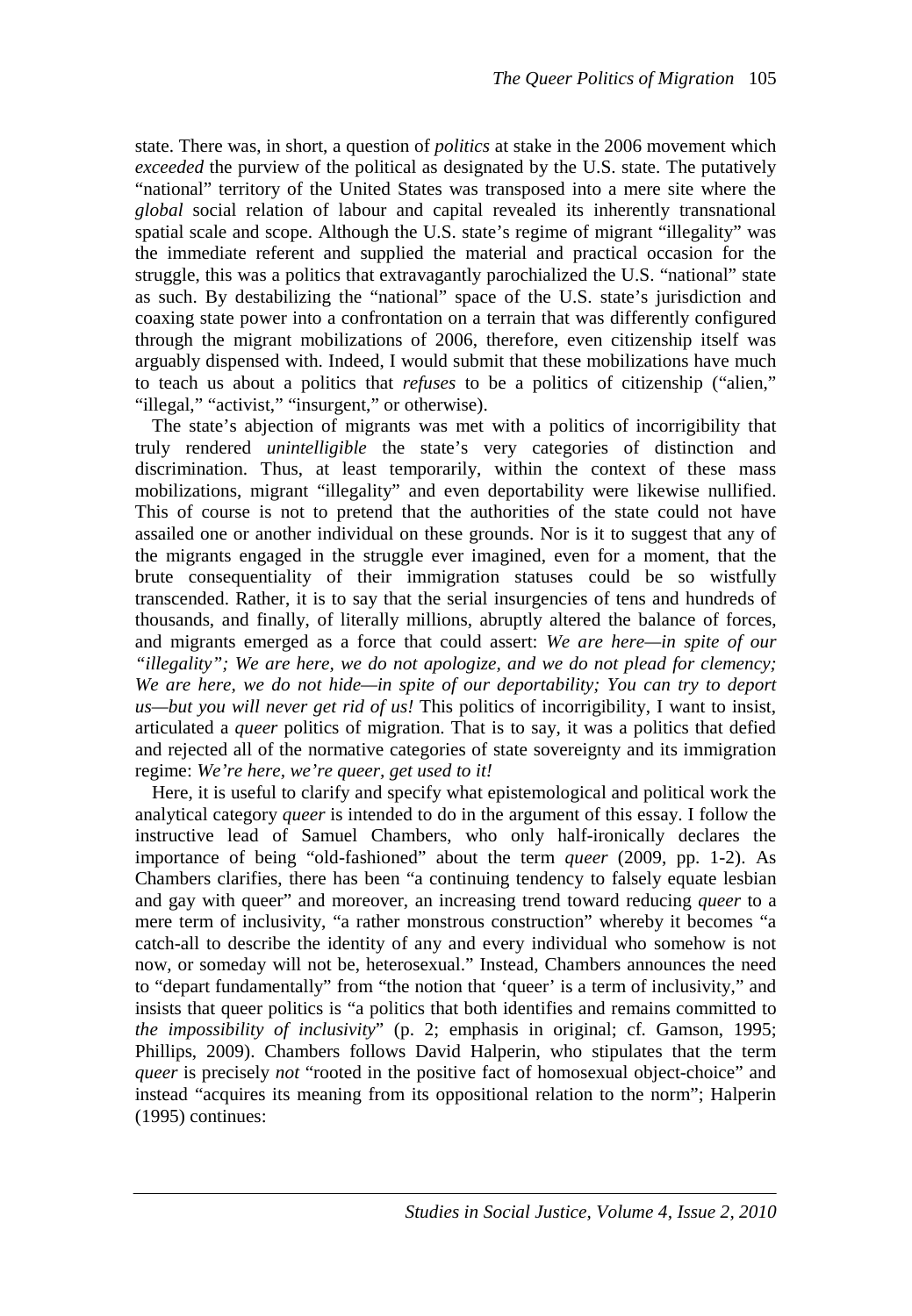state. There was, in short, a question of *politics* at stake in the 2006 movement which *exceeded* the purview of the political as designated by the U.S. state. The putatively "national" territory of the United States was transposed into a mere site where the *global* social relation of labour and capital revealed its inherently transnational spatial scale and scope. Although the U.S. state's regime of migrant "illegality" was the immediate referent and supplied the material and practical occasion for the struggle, this was a politics that extravagantly parochialized the U.S. "national" state as such. By destabilizing the "national" space of the U.S. state's jurisdiction and coaxing state power into a confrontation on a terrain that was differently configured through the migrant mobilizations of 2006, therefore, even citizenship itself was arguably dispensed with. Indeed, I would submit that these mobilizations have much to teach us about a politics that *refuses* to be a politics of citizenship ("alien," "illegal," "activist," "insurgent," or otherwise).

The state's abjection of migrants was met with a politics of incorrigibility that truly rendered *unintelligible* the state's very categories of distinction and discrimination. Thus, at least temporarily, within the context of these mass mobilizations, migrant "illegality" and even deportability were likewise nullified. This of course is not to pretend that the authorities of the state could not have assailed one or another individual on these grounds. Nor is it to suggest that any of the migrants engaged in the struggle ever imagined, even for a moment, that the brute consequentiality of their immigration statuses could be so wistfully transcended. Rather, it is to say that the serial insurgencies of tens and hundreds of thousands, and finally, of literally millions, abruptly altered the balance of forces, and migrants emerged as a force that could assert: *We are here—in spite of our "illegality"; We are here, we do not apologize, and we do not plead for clemency; We are here, we do not hide—in spite of our deportability; You can try to deport us—but you will never get rid of us!* This politics of incorrigibility, I want to insist, articulated a *queer* politics of migration. That is to say, it was a politics that defied and rejected all of the normative categories of state sovereignty and its immigration regime: *We're here, we're queer, get used to it!*

Here, it is useful to clarify and specify what epistemological and political work the analytical category *queer* is intended to do in the argument of this essay. I follow the instructive lead of Samuel Chambers, who only half-ironically declares the importance of being "old-fashioned" about the term *queer* (2009, pp. 1-2). As Chambers clarifies, there has been "a continuing tendency to falsely equate lesbian and gay with queer" and moreover, an increasing trend toward reducing *queer* to a mere term of inclusivity, "a rather monstrous construction" whereby it becomes "a catch-all to describe the identity of any and every individual who somehow is not now, or someday will not be, heterosexual." Instead, Chambers announces the need to "depart fundamentally" from "the notion that 'queer' is a term of inclusivity," and insists that queer politics is "a politics that both identifies and remains committed to *the impossibility of inclusivity*" (p. 2; emphasis in original; cf. Gamson, 1995; Phillips, 2009). Chambers follows David Halperin, who stipulates that the term *queer* is precisely *not* "rooted in the positive fact of homosexual object-choice" and instead "acquires its meaning from its oppositional relation to the norm"; Halperin (1995) continues: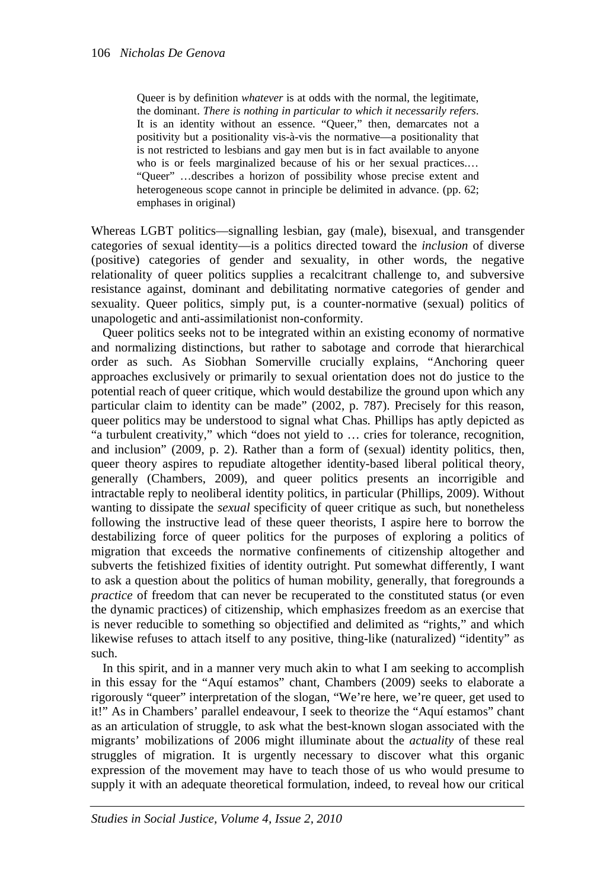> Queer is by definition *whatever* is at odds with the normal, the legitimate, the dominant. *There is nothing in particular to which it necessarily refers*. It is an identity without an essence. "Queer," then, demarcates not a positivity but a positionality vis-à-vis the normative—a positionality that is not restricted to lesbians and gay men but is in fact available to anyone who is or feels marginalized because of his or her sexual practices.… "Queer" …describes a horizon of possibility whose precise extent and heterogeneous scope cannot in principle be delimited in advance. (pp. 62; emphases in original)

Whereas LGBT politics—signalling lesbian, gay (male), bisexual, and transgender categories of sexual identity—is a politics directed toward the *inclusion* of diverse (positive) categories of gender and sexuality, in other words, the negative relationality of queer politics supplies a recalcitrant challenge to, and subversive resistance against, dominant and debilitating normative categories of gender and sexuality. Queer politics, simply put, is a counter-normative (sexual) politics of unapologetic and anti-assimilationist non-conformity.

Queer politics seeks not to be integrated within an existing economy of normative and normalizing distinctions, but rather to sabotage and corrode that hierarchical order as such. As Siobhan Somerville crucially explains, "Anchoring queer approaches exclusively or primarily to sexual orientation does not do justice to the potential reach of queer critique, which would destabilize the ground upon which any particular claim to identity can be made" (2002, p. 787). Precisely for this reason, queer politics may be understood to signal what Chas. Phillips has aptly depicted as "a turbulent creativity," which "does not yield to … cries for tolerance, recognition, and inclusion" (2009, p. 2). Rather than a form of (sexual) identity politics, then, queer theory aspires to repudiate altogether identity-based liberal political theory, generally (Chambers, 2009), and queer politics presents an incorrigible and intractable reply to neoliberal identity politics, in particular (Phillips, 2009). Without wanting to dissipate the *sexual* specificity of queer critique as such, but nonetheless following the instructive lead of these queer theorists, I aspire here to borrow the destabilizing force of queer politics for the purposes of exploring a politics of migration that exceeds the normative confinements of citizenship altogether and subverts the fetishized fixities of identity outright. Put somewhat differently, I want to ask a question about the politics of human mobility, generally, that foregrounds a *practice* of freedom that can never be recuperated to the constituted status (or even the dynamic practices) of citizenship, which emphasizes freedom as an exercise that is never reducible to something so objectified and delimited as "rights," and which likewise refuses to attach itself to any positive, thing-like (naturalized) "identity" as such.

In this spirit, and in a manner very much akin to what I am seeking to accomplish in this essay for the "Aquí estamos" chant, Chambers (2009) seeks to elaborate a rigorously "queer" interpretation of the slogan, "We're here, we're queer, get used to it!" As in Chambers' parallel endeavour, I seek to theorize the "Aquí estamos" chant as an articulation of struggle, to ask what the best-known slogan associated with the migrants' mobilizations of 2006 might illuminate about the *actuality* of these real struggles of migration. It is urgently necessary to discover what this organic expression of the movement may have to teach those of us who would presume to supply it with an adequate theoretical formulation, indeed, to reveal how our critical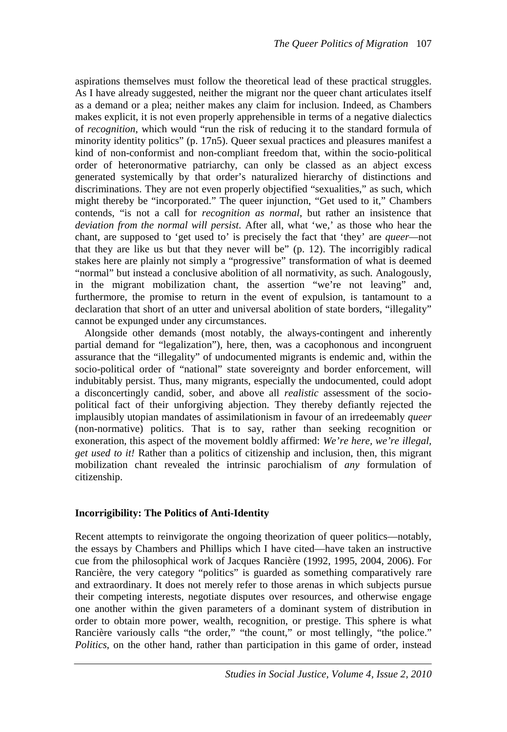aspirations themselves must follow the theoretical lead of these practical struggles. As I have already suggested, neither the migrant nor the queer chant articulates itself as a demand or a plea; neither makes any claim for inclusion. Indeed, as Chambers makes explicit, it is not even properly apprehensible in terms of a negative dialectics of *recognition*, which would "run the risk of reducing it to the standard formula of minority identity politics" (p. 17n5). Queer sexual practices and pleasures manifest a kind of non-conformist and non-compliant freedom that, within the socio-political order of heteronormative patriarchy, can only be classed as an abject excess generated systemically by that order's naturalized hierarchy of distinctions and discriminations. They are not even properly objectified "sexualities," as such, which might thereby be "incorporated." The queer injunction, "Get used to it," Chambers contends, "is not a call for *recognition as normal*, but rather an insistence that *deviation from the normal will persist*. After all, what 'we,' as those who hear the chant, are supposed to 'get used to' is precisely the fact that 'they' are *queer*—not that they are like us but that they never will be" (p. 12). The incorrigibly radical stakes here are plainly not simply a "progressive" transformation of what is deemed "normal" but instead a conclusive abolition of all normativity, as such. Analogously, in the migrant mobilization chant, the assertion "we're not leaving" and, furthermore, the promise to return in the event of expulsion, is tantamount to a declaration that short of an utter and universal abolition of state borders, "illegality" cannot be expunged under any circumstances.

Alongside other demands (most notably, the always-contingent and inherently partial demand for "legalization"), here, then, was a cacophonous and incongruent assurance that the "illegality" of undocumented migrants is endemic and, within the socio-political order of "national" state sovereignty and border enforcement, will indubitably persist. Thus, many migrants, especially the undocumented, could adopt a disconcertingly candid, sober, and above all *realistic* assessment of the socio-political fact of their unforgiving abjection. They thereby defiantly rejected the implausibly utopian mandates of assimilationism in favour of an irredeemably *queer* (non-normative) politics. That is to say, rather than seeking recognition or exoneration, this aspect of the movement boldly affirmed: *We're here, we're illegal, get used to it!* Rather than a politics of citizenship and inclusion, then, this migrant mobilization chant revealed the intrinsic parochialism of *any* formulation of citizenship.

## Incorrigibility: The Politics of Anti-Identity

Recent attempts to reinvigorate the ongoing theorization of queer politics—notably, the essays by Chambers and Phillips which I have cited—have taken an instructive cue from the philosophical work of Jacques Rancière (1992, 1995, 2004, 2006). For Rancière, the very category "politics" is guarded as something comparatively rare and extraordinary. It does not merely refer to those arenas in which subjects pursue their competing interests, negotiate disputes over resources, and otherwise engage one another within the given parameters of a dominant system of distribution in order to obtain more power, wealth, recognition, or prestige. This sphere is what Rancière variously calls "the order," "the count," or most tellingly, "the police." *Politics*, on the other hand, rather than participation in this game of order, instead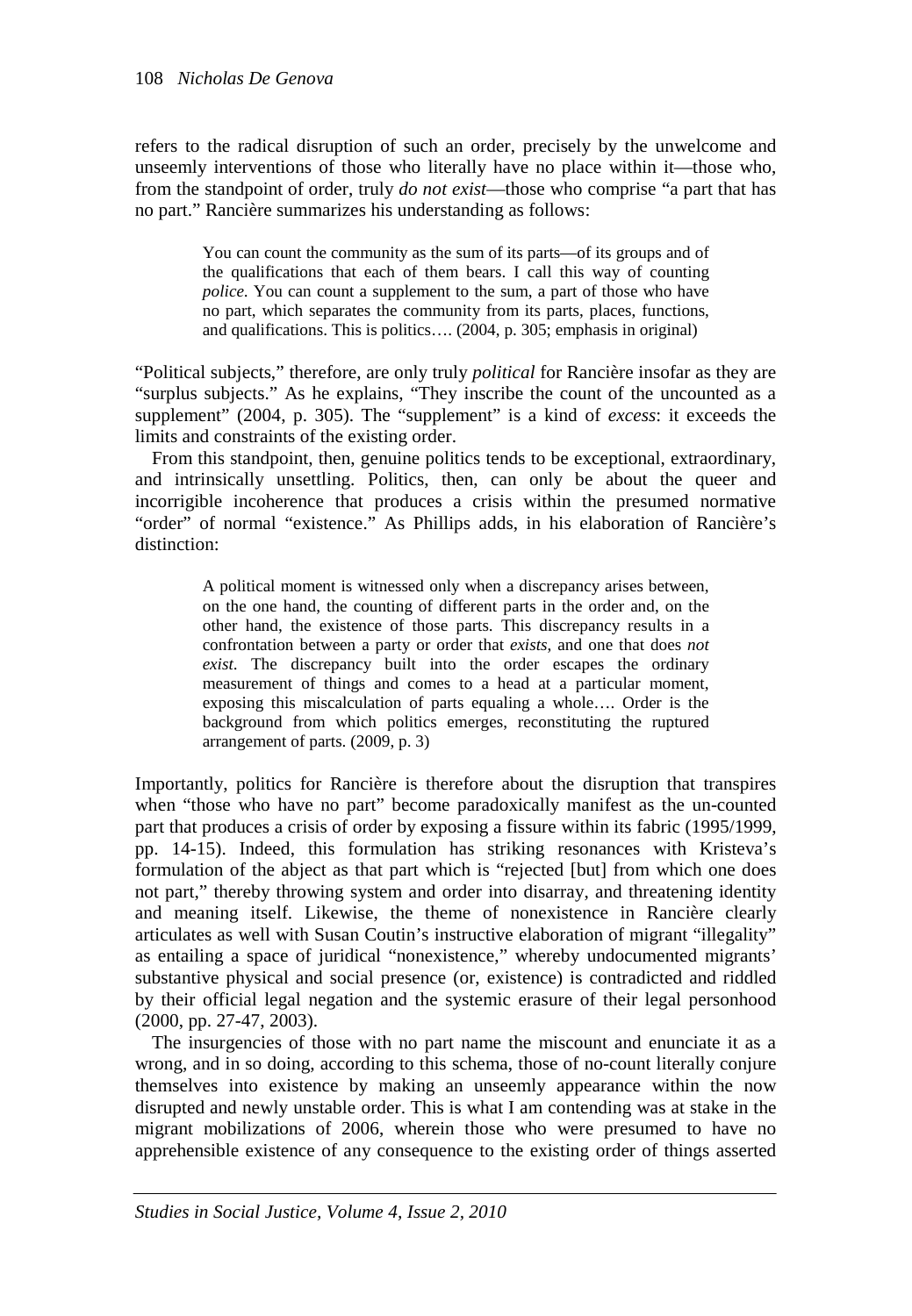refers to the radical disruption of such an order, precisely by the unwelcome and unseemly interventions of those who literally have no place within it—those who, from the standpoint of order, truly *do not exist*—those who comprise "a part that has no part." Rancière summarizes his understanding as follows:

> You can count the community as the sum of its parts—of its groups and of the qualifications that each of them bears. I call this way of counting *police*. You can count a supplement to the sum, a part of those who have no part, which separates the community from its parts, places, functions, and qualifications. This is politics…. (2004, p. 305; emphasis in original)

"Political subjects," therefore, are only truly *political* for Rancière insofar as they are "surplus subjects." As he explains, "They inscribe the count of the uncounted as a supplement" (2004, p. 305). The "supplement" is a kind of *excess*: it exceeds the limits and constraints of the existing order.

From this standpoint, then, genuine politics tends to be exceptional, extraordinary, and intrinsically unsettling. Politics, then, can only be about the queer and incorrigible incoherence that produces a crisis within the presumed normative "order" of normal "existence." As Phillips adds, in his elaboration of Rancière's distinction:

> A political moment is witnessed only when a discrepancy arises between, on the one hand, the counting of different parts in the order and, on the other hand, the existence of those parts. This discrepancy results in a confrontation between a party or order that *exists*, and one that does *not exist*. The discrepancy built into the order escapes the ordinary measurement of things and comes to a head at a particular moment, exposing this miscalculation of parts equaling a whole…. Order is the background from which politics emerges, reconstituting the ruptured arrangement of parts. (2009, p. 3)

Importantly, politics for Rancière is therefore about the disruption that transpires when "those who have no part" become paradoxically manifest as the un-counted part that produces a crisis of order by exposing a fissure within its fabric (1995/1999, pp. 14-15). Indeed, this formulation has striking resonances with Kristeva's formulation of the abject as that part which is "rejected [but] from which one does not part," thereby throwing system and order into disarray, and threatening identity and meaning itself. Likewise, the theme of nonexistence in Rancière clearly articulates as well with Susan Coutin's instructive elaboration of migrant "illegality" as entailing a space of juridical "nonexistence," whereby undocumented migrants' substantive physical and social presence (or, existence) is contradicted and riddled by their official legal negation and the systemic erasure of their legal personhood (2000, pp. 27-47, 2003).

The insurgencies of those with no part name the miscount and enunciate it as a wrong, and in so doing, according to this schema, those of no-count literally conjure themselves into existence by making an unseemly appearance within the now disrupted and newly unstable order. This is what I am contending was at stake in the migrant mobilizations of 2006, wherein those who were presumed to have no apprehensible existence of any consequence to the existing order of things asserted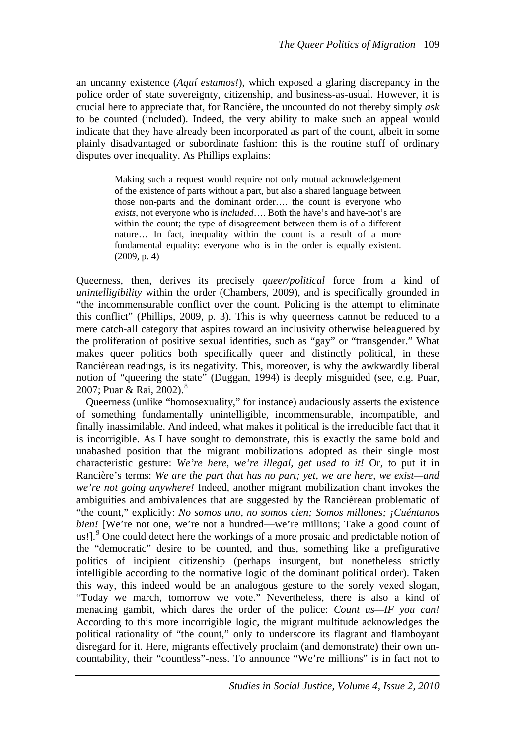an uncanny existence (*Aquí estamos!*), which exposed a glaring discrepancy in the police order of state sovereignty, citizenship, and business-as-usual. However, it is crucial here to appreciate that, for Rancière, the uncounted do not thereby simply *ask* to be counted (included). Indeed, the very ability to make such an appeal would indicate that they have already been incorporated as part of the count, albeit in some plainly disadvantaged or subordinate fashion: this is the routine stuff of ordinary disputes over inequality. As Phillips explains:

> Making such a request would require not only mutual acknowledgement of the existence of parts without a part, but also a shared language between those non-parts and the dominant order…. the count is everyone who *exists*, not everyone who is *included*…. Both the have's and have-not's are within the count; the type of disagreement between them is of a different nature… In fact, inequality within the count is a result of a more fundamental equality: everyone who is in the order is equally existent. (2009, p. 4)

Queerness, then, derives its precisely *queer/political* force from a kind of *unintelligibility* within the order (Chambers, 2009), and is specifically grounded in "the incommensurable conflict over the count. Policing is the attempt to eliminate this conflict" (Phillips, 2009, p. 3). This is why queerness cannot be reduced to a mere catch-all category that aspires toward an inclusivity otherwise beleaguered by the proliferation of positive sexual identities, such as "gay" or "transgender." What makes queer politics both specifically queer and distinctly political, in these Rancièrean readings, is its negativity. This, moreover, is why the awkwardly liberal notion of "queering the state" (Duggan, 1994) is deeply misguided (see, e.g. Puar, 2007; Puar & Rai, 2002).[8]

Queerness (unlike "homosexuality," for instance) audaciously asserts the existence of something fundamentally unintelligible, incommensurable, incompatible, and finally inassimilable. And indeed, what makes it political is the irreducible fact that it is incorrigible. As I have sought to demonstrate, this is exactly the same bold and unabashed position that the migrant mobilizations adopted as their single most characteristic gesture: *We're here, we're illegal, get used to it!* Or, to put it in Rancière's terms: *We are the part that has no part; yet, we are here, we exist—and we're not going anywhere!* Indeed, another migrant mobilization chant invokes the ambiguities and ambivalences that are suggested by the Rancièrean problematic of "the count," explicitly: *No somos uno, no somos cien; Somos millones; ¡Cuéntanos bien!* [We're not one, we're not a hundred—we're millions; Take a good count of us!].[9] One could detect here the workings of a more prosaic and predictable notion of the "democratic" desire to be counted, and thus, something like a prefigurative politics of incipient citizenship (perhaps insurgent, but nonetheless strictly intelligible according to the normative logic of the dominant political order). Taken this way, this indeed would be an analogous gesture to the sorely vexed slogan, "Today we march, tomorrow we vote." Nevertheless, there is also a kind of menacing gambit, which dares the order of the police: *Count us—IF you can!* According to this more incorrigible logic, the migrant multitude acknowledges the political rationality of "the count," only to underscore its flagrant and flamboyant disregard for it. Here, migrants effectively proclaim (and demonstrate) their own un-countability, their "countless"-ness. To announce "We're millions" is in fact not to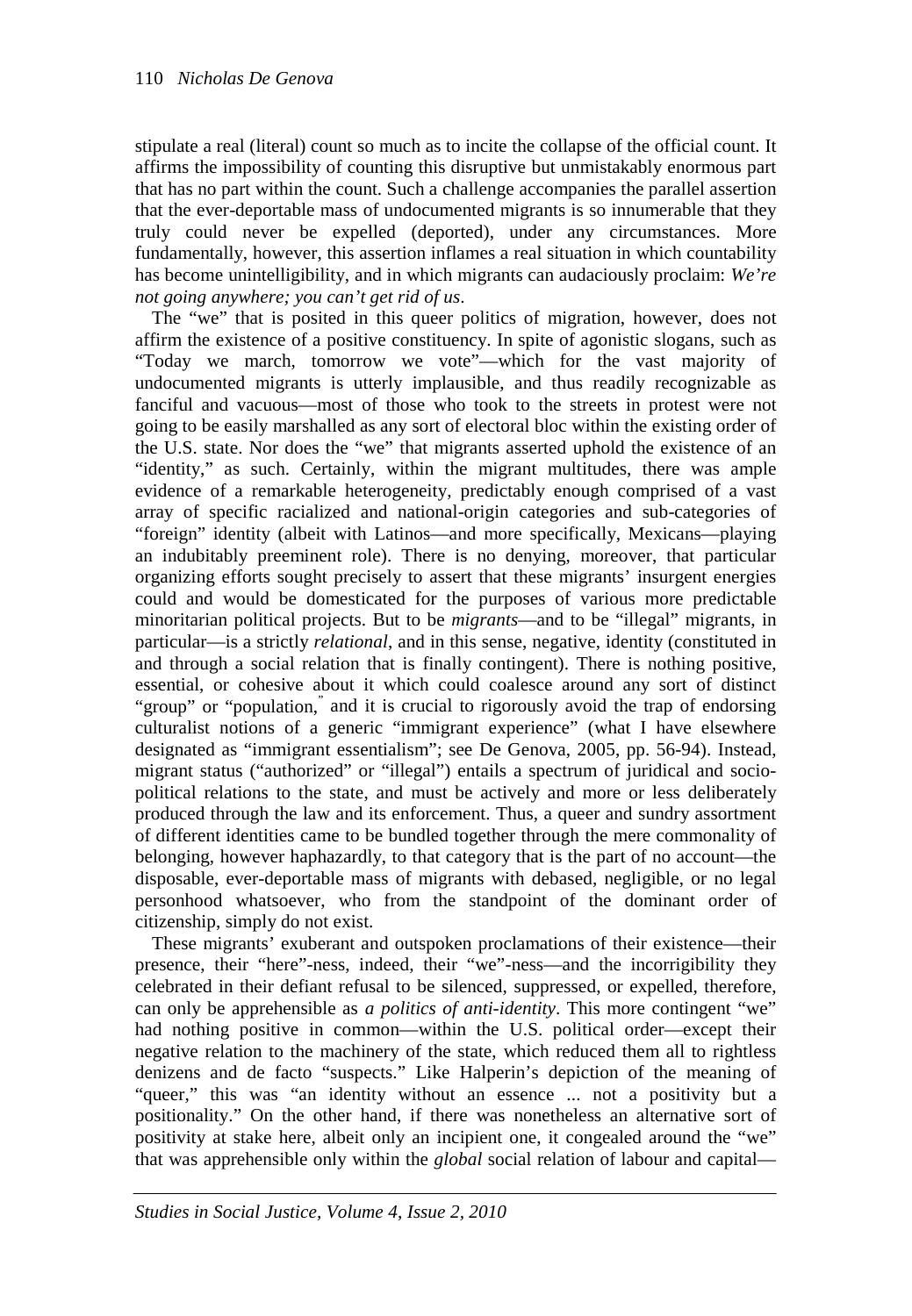stipulate a real (literal) count so much as to incite the collapse of the official count. It affirms the impossibility of counting this disruptive but unmistakably enormous part that has no part within the count. Such a challenge accompanies the parallel assertion that the ever-deportable mass of undocumented migrants is so innumerable that they truly could never be expelled (deported), under any circumstances. More fundamentally, however, this assertion inflames a real situation in which countability has become unintelligibility, and in which migrants can audaciously proclaim: *We're not going anywhere; you can't get rid of us*.

The "we" that is posited in this queer politics of migration, however, does not affirm the existence of a positive constituency. In spite of agonistic slogans, such as "Today we march, tomorrow we vote"—which for the vast majority of undocumented migrants is utterly implausible, and thus readily recognizable as fanciful and vacuous—most of those who took to the streets in protest were not going to be easily marshalled as any sort of electoral bloc within the existing order of the U.S. state. Nor does the "we" that migrants asserted uphold the existence of an "identity," as such. Certainly, within the migrant multitudes, there was ample evidence of a remarkable heterogeneity, predictably enough comprised of a vast array of specific racialized and national-origin categories and sub-categories of "foreign" identity (albeit with Latinos—and more specifically, Mexicans—playing an indubitably preeminent role). There is no denying, moreover, that particular organizing efforts sought precisely to assert that these migrants' insurgent energies could and would be domesticated for the purposes of various more predictable minoritarian political projects. But to be *migrants*—and to be "illegal" migrants, in particular—is a strictly *relational*, and in this sense, negative, identity (constituted in and through a social relation that is finally contingent). There is nothing positive, essential, or cohesive about it which could coalesce around any sort of distinct "group" or "population," and it is crucial to rigorously avoid the trap of endorsing culturalist notions of a generic "immigrant experience" (what I have elsewhere designated as "immigrant essentialism"; see De Genova, 2005, pp. 56-94). Instead, migrant status ("authorized" or "illegal") entails a spectrum of juridical and socio-political relations to the state, and must be actively and more or less deliberately produced through the law and its enforcement. Thus, a queer and sundry assortment of different identities came to be bundled together through the mere commonality of belonging, however haphazardly, to that category that is the part of no account—the disposable, ever-deportable mass of migrants with debased, negligible, or no legal personhood whatsoever, who from the standpoint of the dominant order of citizenship, simply do not exist.

These migrants' exuberant and outspoken proclamations of their existence—their presence, their "here"-ness, indeed, their "we"-ness—and the incorrigibility they celebrated in their defiant refusal to be silenced, suppressed, or expelled, therefore, can only be apprehensible as *a politics of anti-identity*. This more contingent "we" had nothing positive in common—within the U.S. political order—except their negative relation to the machinery of the state, which reduced them all to rightless denizens and de facto "suspects." Like Halperin's depiction of the meaning of "queer," this was "an identity without an essence ... not a positivity but a positionality." On the other hand, if there was nonetheless an alternative sort of positivity at stake here, albeit only an incipient one, it congealed around the "we" that was apprehensible only within the *global* social relation of labour and capital—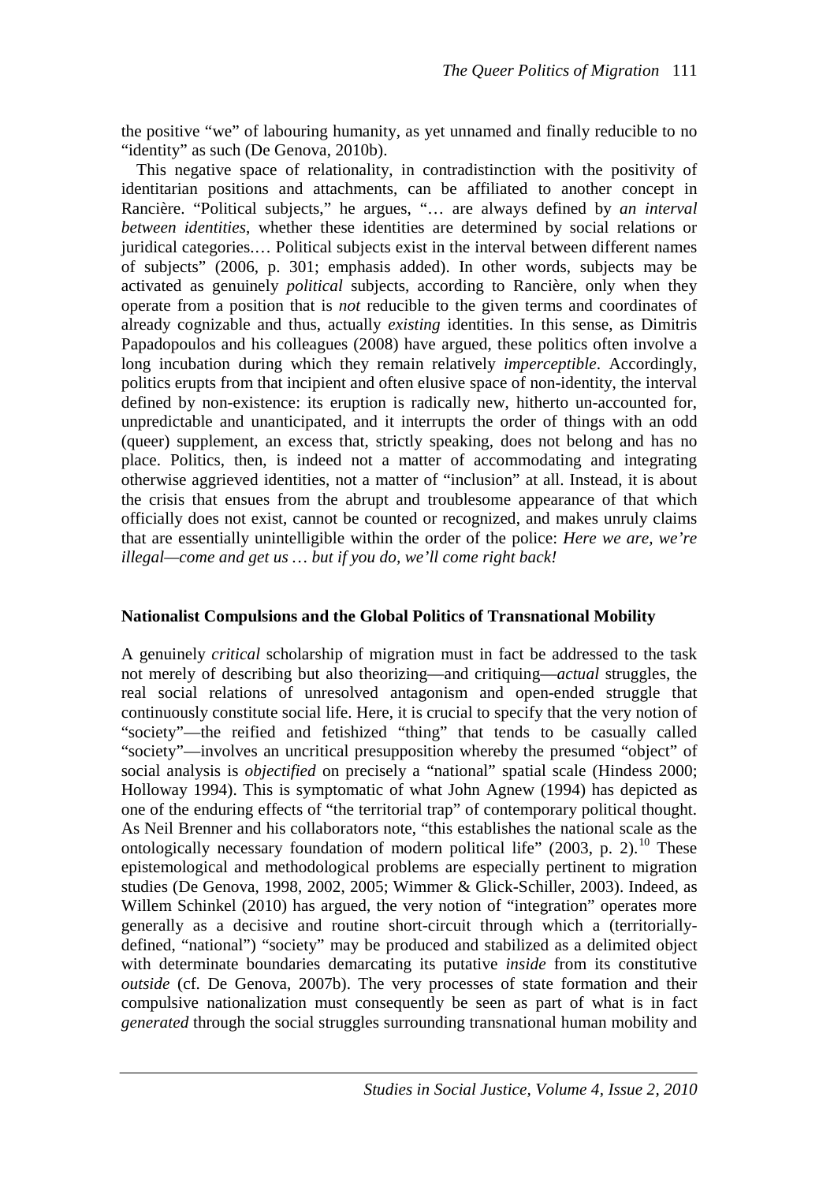the positive "we" of labouring humanity, as yet unnamed and finally reducible to no "identity" as such (De Genova, 2010b).

This negative space of relationality, in contradistinction with the positivity of identitarian positions and attachments, can be affiliated to another concept in Rancière. "Political subjects," he argues, "… are always defined by *an interval between identities*, whether these identities are determined by social relations or juridical categories.… Political subjects exist in the interval between different names of subjects" (2006, p. 301; emphasis added). In other words, subjects may be activated as genuinely *political* subjects, according to Rancière, only when they operate from a position that is *not* reducible to the given terms and coordinates of already cognizable and thus, actually *existing* identities. In this sense, as Dimitris Papadopoulos and his colleagues (2008) have argued, these politics often involve a long incubation during which they remain relatively *imperceptible*. Accordingly, politics erupts from that incipient and often elusive space of non-identity, the interval defined by non-existence: its eruption is radically new, hitherto un-accounted for, unpredictable and unanticipated, and it interrupts the order of things with an odd (queer) supplement, an excess that, strictly speaking, does not belong and has no place. Politics, then, is indeed not a matter of accommodating and integrating otherwise aggrieved identities, not a matter of "inclusion" at all. Instead, it is about the crisis that ensues from the abrupt and troublesome appearance of that which officially does not exist, cannot be counted or recognized, and makes unruly claims that are essentially unintelligible within the order of the police: *Here we are, we're illegal—come and get us … but if you do, we'll come right back!*

## Nationalist Compulsions and the Global Politics of Transnational Mobility

A genuinely *critical* scholarship of migration must in fact be addressed to the task not merely of describing but also theorizing—and critiquing—*actual* struggles, the real social relations of unresolved antagonism and open-ended struggle that continuously constitute social life. Here, it is crucial to specify that the very notion of "society"—the reified and fetishized "thing" that tends to be casually called "society"—involves an uncritical presupposition whereby the presumed "object" of social analysis is *objectified* on precisely a "national" spatial scale (Hindess 2000; Holloway 1994). This is symptomatic of what John Agnew (1994) has depicted as one of the enduring effects of "the territorial trap" of contemporary political thought. As Neil Brenner and his collaborators note, "this establishes the national scale as the ontologically necessary foundation of modern political life" (2003, p. 2).[10] These epistemological and methodological problems are especially pertinent to migration studies (De Genova, 1998, 2002, 2005; Wimmer & Glick-Schiller, 2003). Indeed, as Willem Schinkel (2010) has argued, the very notion of "integration" operates more generally as a decisive and routine short-circuit through which a (territorially-defined, "national") "society" may be produced and stabilized as a delimited object with determinate boundaries demarcating its putative *inside* from its constitutive *outside* (cf. De Genova, 2007b). The very processes of state formation and their compulsive nationalization must consequently be seen as part of what is in fact *generated* through the social struggles surrounding transnational human mobility and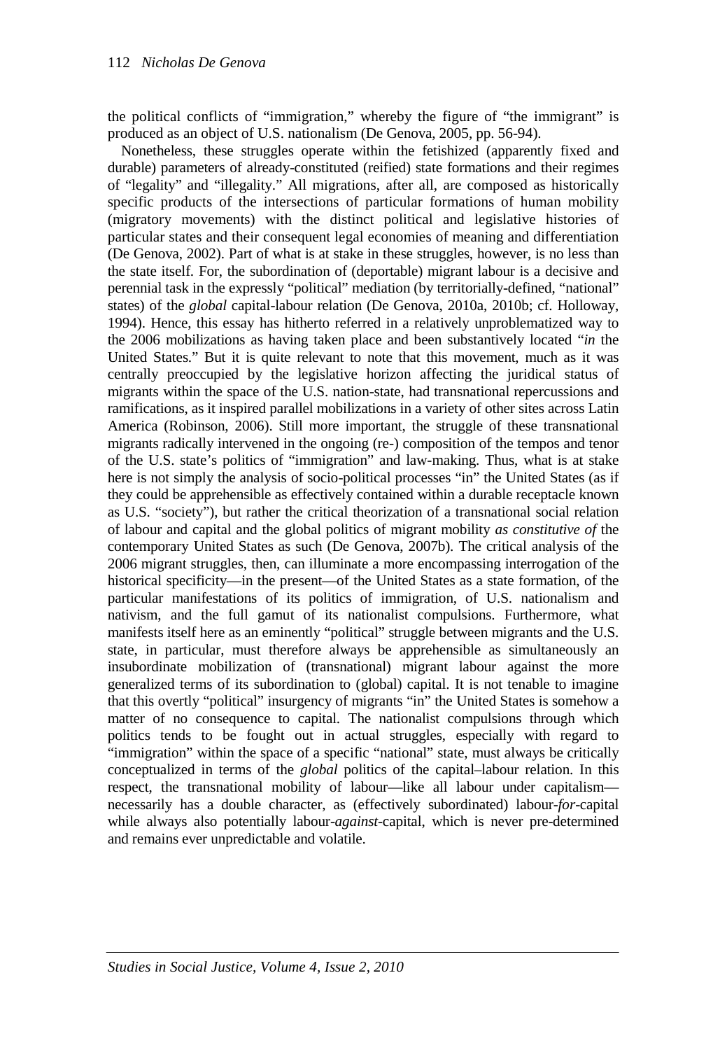the political conflicts of "immigration," whereby the figure of "the immigrant" is produced as an object of U.S. nationalism (De Genova, 2005, pp. 56-94).

Nonetheless, these struggles operate within the fetishized (apparently fixed and durable) parameters of already-constituted (reified) state formations and their regimes of "legality" and "illegality." All migrations, after all, are composed as historically specific products of the intersections of particular formations of human mobility (migratory movements) with the distinct political and legislative histories of particular states and their consequent legal economies of meaning and differentiation (De Genova, 2002). Part of what is at stake in these struggles, however, is no less than the state itself. For, the subordination of (deportable) migrant labour is a decisive and perennial task in the expressly "political" mediation (by territorially-defined, "national" states) of the *global* capital-labour relation (De Genova, 2010a, 2010b; cf. Holloway, 1994). Hence, this essay has hitherto referred in a relatively unproblematized way to the 2006 mobilizations as having taken place and been substantively located "*in* the United States." But it is quite relevant to note that this movement, much as it was centrally preoccupied by the legislative horizon affecting the juridical status of migrants within the space of the U.S. nation-state, had transnational repercussions and ramifications, as it inspired parallel mobilizations in a variety of other sites across Latin America (Robinson, 2006). Still more important, the struggle of these transnational migrants radically intervened in the ongoing (re-) composition of the tempos and tenor of the U.S. state's politics of "immigration" and law-making. Thus, what is at stake here is not simply the analysis of socio-political processes "in" the United States (as if they could be apprehensible as effectively contained within a durable receptacle known as U.S. "society"), but rather the critical theorization of a transnational social relation of labour and capital and the global politics of migrant mobility *as constitutive of* the contemporary United States as such (De Genova, 2007b). The critical analysis of the 2006 migrant struggles, then, can illuminate a more encompassing interrogation of the historical specificity—in the present—of the United States as a state formation, of the particular manifestations of its politics of immigration, of U.S. nationalism and nativism, and the full gamut of its nationalist compulsions. Furthermore, what manifests itself here as an eminently "political" struggle between migrants and the U.S. state, in particular, must therefore always be apprehensible as simultaneously an insubordinate mobilization of (transnational) migrant labour against the more generalized terms of its subordination to (global) capital. It is not tenable to imagine that this overtly "political" insurgency of migrants "in" the United States is somehow a matter of no consequence to capital. The nationalist compulsions through which politics tends to be fought out in actual struggles, especially with regard to "immigration" within the space of a specific "national" state, must always be critically conceptualized in terms of the *global* politics of the capital–labour relation. In this respect, the transnational mobility of labour—like all labour under capitalism—necessarily has a double character, as (effectively subordinated) labour-*for*-capital while always also potentially labour-*against*-capital, which is never pre-determined and remains ever unpredictable and volatile.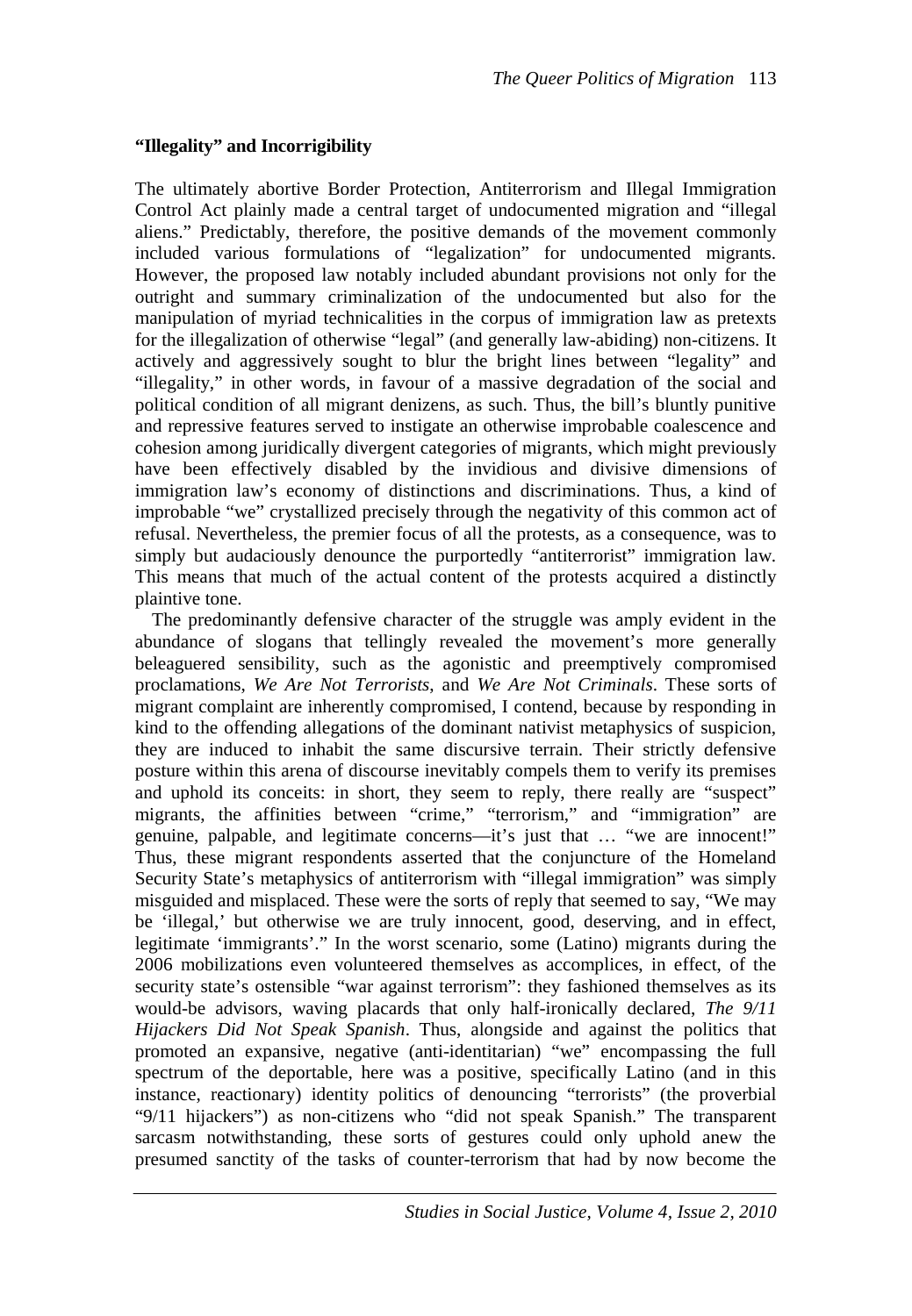**"Illegality" and Incorrigibility**

The ultimately abortive Border Protection, Antiterrorism and Illegal Immigration Control Act plainly made a central target of undocumented migration and "illegal aliens." Predictably, therefore, the positive demands of the movement commonly included various formulations of "legalization" for undocumented migrants. However, the proposed law notably included abundant provisions not only for the outright and summary criminalization of the undocumented but also for the manipulation of myriad technicalities in the corpus of immigration law as pretexts for the illegalization of otherwise "legal" (and generally law-abiding) non-citizens. It actively and aggressively sought to blur the bright lines between "legality" and "illegality," in other words, in favour of a massive degradation of the social and political condition of all migrant denizens, as such. Thus, the bill's bluntly punitive and repressive features served to instigate an otherwise improbable coalescence and cohesion among juridically divergent categories of migrants, which might previously have been effectively disabled by the invidious and divisive dimensions of immigration law's economy of distinctions and discriminations. Thus, a kind of improbable "we" crystallized precisely through the negativity of this common act of refusal. Nevertheless, the premier focus of all the protests, as a consequence, was to simply but audaciously denounce the purportedly "antiterrorist" immigration law. This means that much of the actual content of the protests acquired a distinctly plaintive tone.

The predominantly defensive character of the struggle was amply evident in the abundance of slogans that tellingly revealed the movement's more generally beleaguered sensibility, such as the agonistic and preemptively compromised proclamations, *We Are Not Terrorists*, and *We Are Not Criminals*. These sorts of migrant complaint are inherently compromised, I contend, because by responding in kind to the offending allegations of the dominant nativist metaphysics of suspicion, they are induced to inhabit the same discursive terrain. Their strictly defensive posture within this arena of discourse inevitably compels them to verify its premises and uphold its conceits: in short, they seem to reply, there really are "suspect" migrants, the affinities between "crime," "terrorism," and "immigration" are genuine, palpable, and legitimate concerns—it's just that … "we are innocent!" Thus, these migrant respondents asserted that the conjuncture of the Homeland Security State's metaphysics of antiterrorism with "illegal immigration" was simply misguided and misplaced. These were the sorts of reply that seemed to say, "We may be 'illegal,' but otherwise we are truly innocent, good, deserving, and in effect, legitimate 'immigrants'." In the worst scenario, some (Latino) migrants during the 2006 mobilizations even volunteered themselves as accomplices, in effect, of the security state's ostensible "war against terrorism": they fashioned themselves as its would-be advisors, waving placards that only half-ironically declared, *The 9/11 Hijackers Did Not Speak Spanish*. Thus, alongside and against the politics that promoted an expansive, negative (anti-identitarian) "we" encompassing the full spectrum of the deportable, here was a positive, specifically Latino (and in this instance, reactionary) identity politics of denouncing "terrorists" (the proverbial "9/11 hijackers") as non-citizens who "did not speak Spanish." The transparent sarcasm notwithstanding, these sorts of gestures could only uphold anew the presumed sanctity of the tasks of counter-terrorism that had by now become the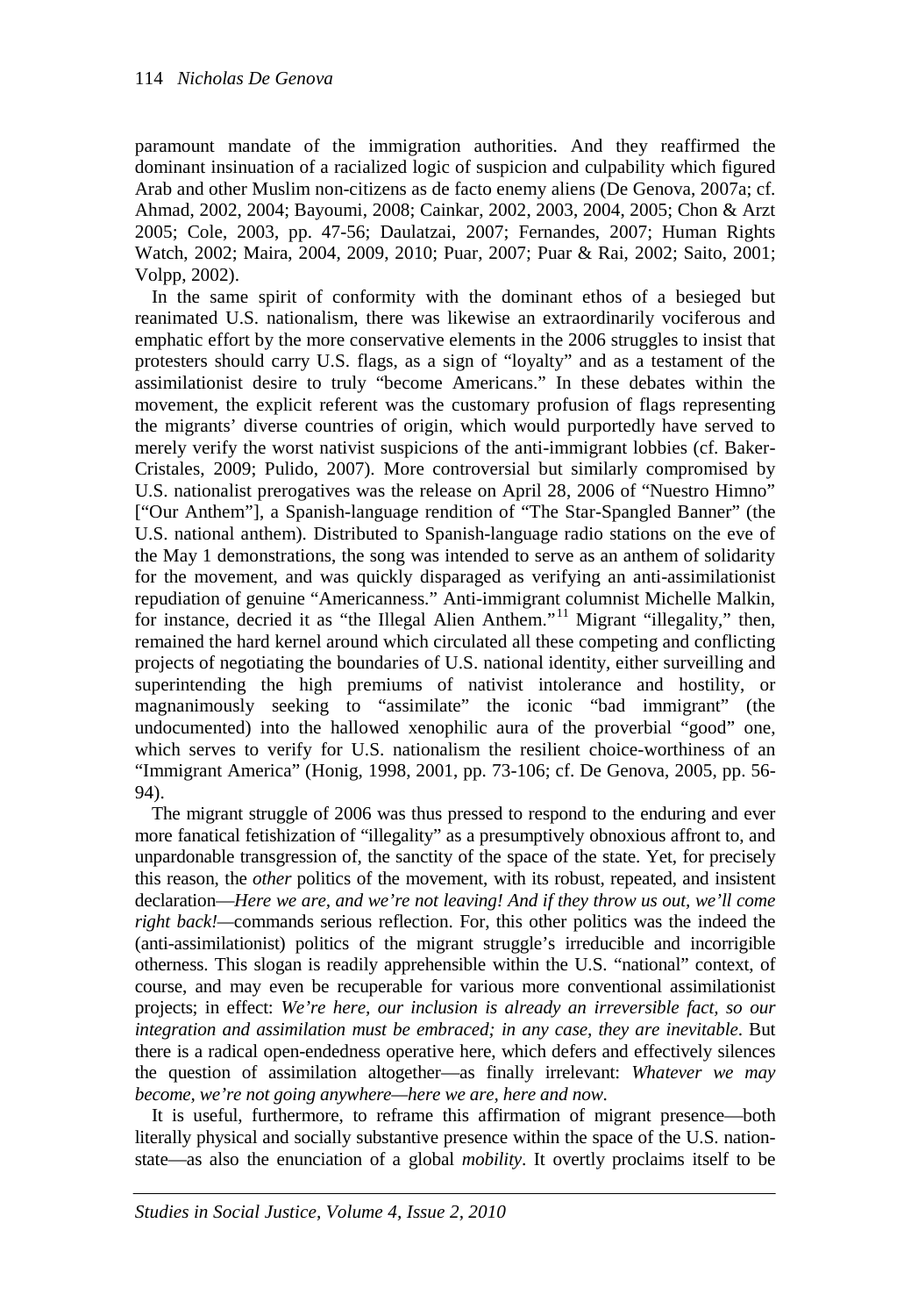paramount mandate of the immigration authorities. And they reaffirmed the dominant insinuation of a racialized logic of suspicion and culpability which figured Arab and other Muslim non-citizens as de facto enemy aliens (De Genova, 2007a; cf. Ahmad, 2002, 2004; Bayoumi, 2008; Cainkar, 2002, 2003, 2004, 2005; Chon & Arzt 2005; Cole, 2003, pp. 47-56; Daulatzai, 2007; Fernandes, 2007; Human Rights Watch, 2002; Maira, 2004, 2009, 2010; Puar, 2007; Puar & Rai, 2002; Saito, 2001; Volpp, 2002).

In the same spirit of conformity with the dominant ethos of a besieged but reanimated U.S. nationalism, there was likewise an extraordinarily vociferous and emphatic effort by the more conservative elements in the 2006 struggles to insist that protesters should carry U.S. flags, as a sign of "loyalty" and as a testament of the assimilationist desire to truly "become Americans." In these debates within the movement, the explicit referent was the customary profusion of flags representing the migrants' diverse countries of origin, which would purportedly have served to merely verify the worst nativist suspicions of the anti-immigrant lobbies (cf. Baker-Cristales, 2009; Pulido, 2007). More controversial but similarly compromised by U.S. nationalist prerogatives was the release on April 28, 2006 of "Nuestro Himno" ["Our Anthem"], a Spanish-language rendition of "The Star-Spangled Banner" (the U.S. national anthem). Distributed to Spanish-language radio stations on the eve of the May 1 demonstrations, the song was intended to serve as an anthem of solidarity for the movement, and was quickly disparaged as verifying an anti-assimilationist repudiation of genuine "Americanness." Anti-immigrant columnist Michelle Malkin, for instance, decried it as "the Illegal Alien Anthem."[11] Migrant "illegality," then, remained the hard kernel around which circulated all these competing and conflicting projects of negotiating the boundaries of U.S. national identity, either surveilling and superintending the high premiums of nativist intolerance and hostility, or magnanimously seeking to "assimilate" the iconic "bad immigrant" (the undocumented) into the hallowed xenophilic aura of the proverbial "good" one, which serves to verify for U.S. nationalism the resilient choice-worthiness of an "Immigrant America" (Honig, 1998, 2001, pp. 73-106; cf. De Genova, 2005, pp. 56-94).

The migrant struggle of 2006 was thus pressed to respond to the enduring and ever more fanatical fetishization of "illegality" as a presumptively obnoxious affront to, and unpardonable transgression of, the sanctity of the space of the state. Yet, for precisely this reason, the *other* politics of the movement, with its robust, repeated, and insistent declaration—*Here we are, and we're not leaving! And if they throw us out, we'll come right back!*—commands serious reflection. For, this other politics was the indeed the (anti-assimilationist) politics of the migrant struggle's irreducible and incorrigible otherness. This slogan is readily apprehensible within the U.S. "national" context, of course, and may even be recuperable for various more conventional assimilationist projects; in effect: *We're here, our inclusion is already an irreversible fact, so our integration and assimilation must be embraced; in any case, they are inevitable*. But there is a radical open-endedness operative here, which defers and effectively silences the question of assimilation altogether—as finally irrelevant: *Whatever we may become, we're not going anywhere—here we are, here and now*.

It is useful, furthermore, to reframe this affirmation of migrant presence—both literally physical and socially substantive presence within the space of the U.S. nation-state—as also the enunciation of a global *mobility*. It overtly proclaims itself to be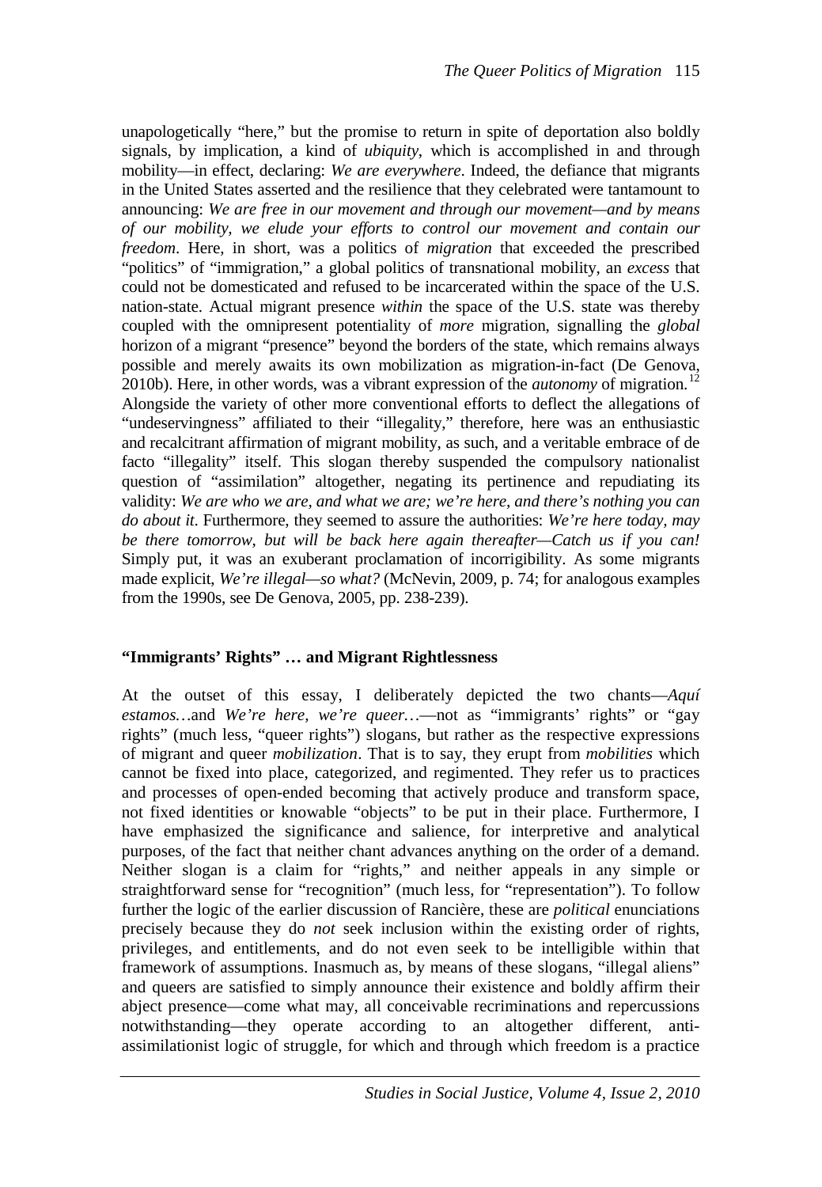unapologetically "here," but the promise to return in spite of deportation also boldly signals, by implication, a kind of *ubiquity*, which is accomplished in and through mobility—in effect, declaring: *We are everywhere*. Indeed, the defiance that migrants in the United States asserted and the resilience that they celebrated were tantamount to announcing: *We are free in our movement and through our movement—and by means of our mobility, we elude your efforts to control our movement and contain our freedom*. Here, in short, was a politics of *migration* that exceeded the prescribed "politics" of "immigration," a global politics of transnational mobility, an *excess* that could not be domesticated and refused to be incarcerated within the space of the U.S. nation-state. Actual migrant presence *within* the space of the U.S. state was thereby coupled with the omnipresent potentiality of *more* migration, signalling the *global* horizon of a migrant "presence" beyond the borders of the state, which remains always possible and merely awaits its own mobilization as migration-in-fact (De Genova, 2010b). Here, in other words, was a vibrant expression of the *autonomy* of migration.[12] Alongside the variety of other more conventional efforts to deflect the allegations of "undeservingness" affiliated to their "illegality," therefore, here was an enthusiastic and recalcitrant affirmation of migrant mobility, as such, and a veritable embrace of de facto "illegality" itself. This slogan thereby suspended the compulsory nationalist question of "assimilation" altogether, negating its pertinence and repudiating its validity: *We are who we are, and what we are; we're here, and there's nothing you can do about it*. Furthermore, they seemed to assure the authorities: *We're here today, may be there tomorrow, but will be back here again thereafter—Catch us if you can!* Simply put, it was an exuberant proclamation of incorrigibility. As some migrants made explicit, *We're illegal—so what?* (McNevin, 2009, p. 74; for analogous examples from the 1990s, see De Genova, 2005, pp. 238-239).

## "Immigrants' Rights" … and Migrant Rightlessness

At the outset of this essay, I deliberately depicted the two chants—*Aquí estamos…*and *We're here, we're queer…*—not as "immigrants' rights" or "gay rights" (much less, "queer rights") slogans, but rather as the respective expressions of migrant and queer *mobilization*. That is to say, they erupt from *mobilities* which cannot be fixed into place, categorized, and regimented. They refer us to practices and processes of open-ended becoming that actively produce and transform space, not fixed identities or knowable "objects" to be put in their place. Furthermore, I have emphasized the significance and salience, for interpretive and analytical purposes, of the fact that neither chant advances anything on the order of a demand. Neither slogan is a claim for "rights," and neither appeals in any simple or straightforward sense for "recognition" (much less, for "representation"). To follow further the logic of the earlier discussion of Rancière, these are *political* enunciations precisely because they do *not* seek inclusion within the existing order of rights, privileges, and entitlements, and do not even seek to be intelligible within that framework of assumptions. Inasmuch as, by means of these slogans, "illegal aliens" and queers are satisfied to simply announce their existence and boldly affirm their abject presence—come what may, all conceivable recriminations and repercussions notwithstanding—they operate according to an altogether different, anti-assimilationist logic of struggle, for which and through which freedom is a practice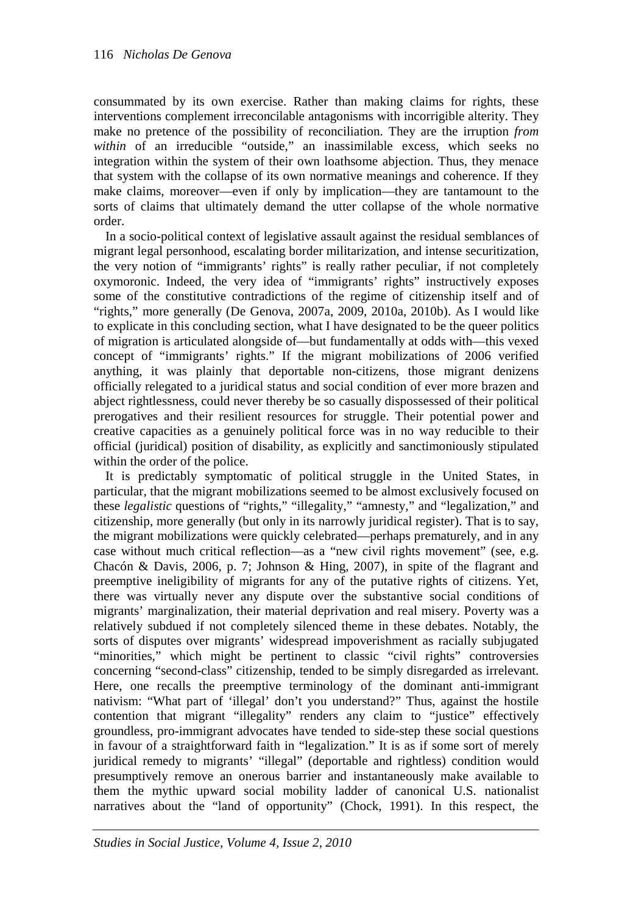consummated by its own exercise. Rather than making claims for rights, these interventions complement irreconcilable antagonisms with incorrigible alterity. They make no pretence of the possibility of reconciliation. They are the irruption *from within* of an irreducible "outside," an inassimilable excess, which seeks no integration within the system of their own loathsome abjection. Thus, they menace that system with the collapse of its own normative meanings and coherence. If they make claims, moreover—even if only by implication—they are tantamount to the sorts of claims that ultimately demand the utter collapse of the whole normative order.

In a socio-political context of legislative assault against the residual semblances of migrant legal personhood, escalating border militarization, and intense securitization, the very notion of "immigrants' rights" is really rather peculiar, if not completely oxymoronic. Indeed, the very idea of "immigrants' rights" instructively exposes some of the constitutive contradictions of the regime of citizenship itself and of "rights," more generally (De Genova, 2007a, 2009, 2010a, 2010b). As I would like to explicate in this concluding section, what I have designated to be the queer politics of migration is articulated alongside of—but fundamentally at odds with—this vexed concept of "immigrants' rights." If the migrant mobilizations of 2006 verified anything, it was plainly that deportable non-citizens, those migrant denizens officially relegated to a juridical status and social condition of ever more brazen and abject rightlessness, could never thereby be so casually dispossessed of their political prerogatives and their resilient resources for struggle. Their potential power and creative capacities as a genuinely political force was in no way reducible to their official (juridical) position of disability, as explicitly and sanctimoniously stipulated within the order of the police.

It is predictably symptomatic of political struggle in the United States, in particular, that the migrant mobilizations seemed to be almost exclusively focused on these *legalistic* questions of "rights," "illegality," "amnesty," and "legalization," and citizenship, more generally (but only in its narrowly juridical register). That is to say, the migrant mobilizations were quickly celebrated—perhaps prematurely, and in any case without much critical reflection—as a "new civil rights movement" (see, e.g. Chacón & Davis, 2006, p. 7; Johnson & Hing, 2007), in spite of the flagrant and preemptive ineligibility of migrants for any of the putative rights of citizens. Yet, there was virtually never any dispute over the substantive social conditions of migrants' marginalization, their material deprivation and real misery. Poverty was a relatively subdued if not completely silenced theme in these debates. Notably, the sorts of disputes over migrants' widespread impoverishment as racially subjugated "minorities," which might be pertinent to classic "civil rights" controversies concerning "second-class" citizenship, tended to be simply disregarded as irrelevant. Here, one recalls the preemptive terminology of the dominant anti-immigrant nativism: "What part of 'illegal' don't you understand?" Thus, against the hostile contention that migrant "illegality" renders any claim to "justice" effectively groundless, pro-immigrant advocates have tended to side-step these social questions in favour of a straightforward faith in "legalization." It is as if some sort of merely juridical remedy to migrants' "illegal" (deportable and rightless) condition would presumptively remove an onerous barrier and instantaneously make available to them the mythic upward social mobility ladder of canonical U.S. nationalist narratives about the "land of opportunity" (Chock, 1991). In this respect, the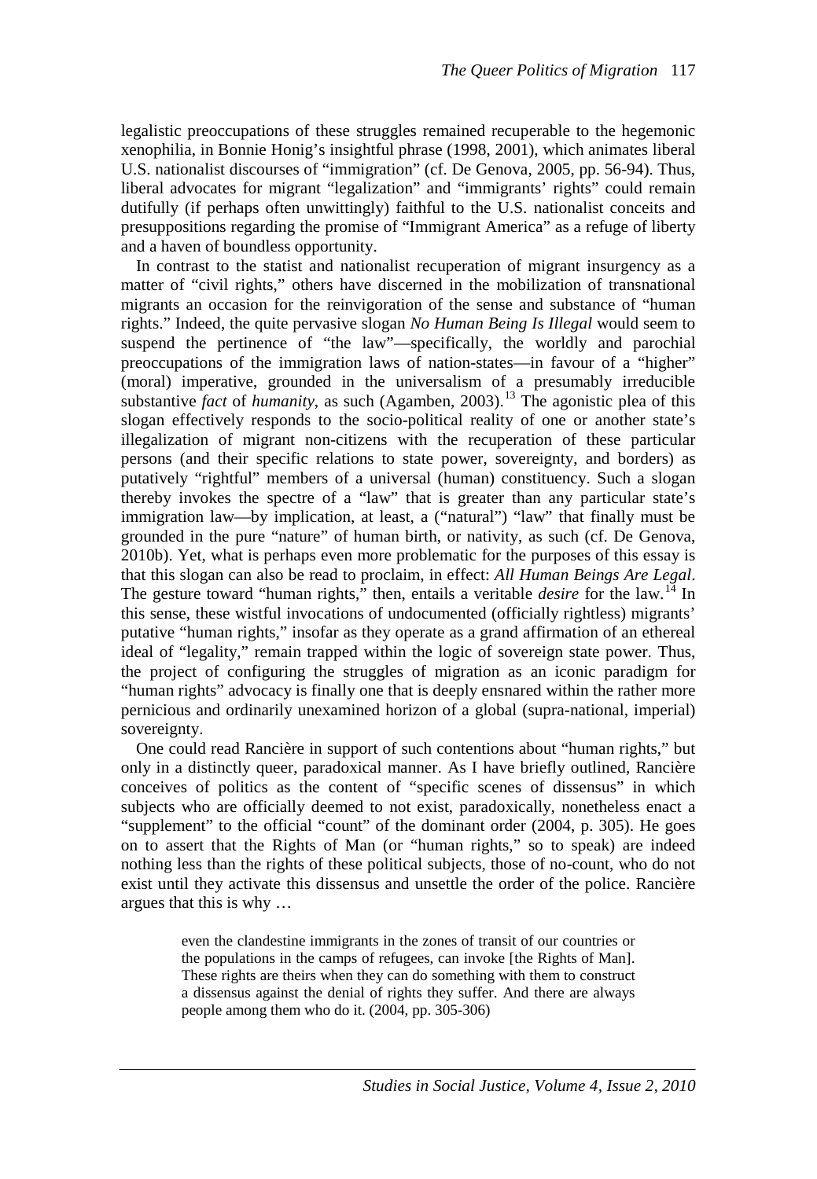legalistic preoccupations of these struggles remained recuperable to the hegemonic xenophilia, in Bonnie Honig's insightful phrase (1998, 2001), which animates liberal U.S. nationalist discourses of "immigration" (cf. De Genova, 2005, pp. 56-94). Thus, liberal advocates for migrant "legalization" and "immigrants' rights" could remain dutifully (if perhaps often unwittingly) faithful to the U.S. nationalist conceits and presuppositions regarding the promise of "Immigrant America" as a refuge of liberty and a haven of boundless opportunity.

In contrast to the statist and nationalist recuperation of migrant insurgency as a matter of "civil rights," others have discerned in the mobilization of transnational migrants an occasion for the reinvigoration of the sense and substance of "human rights." Indeed, the quite pervasive slogan *No Human Being Is Illegal* would seem to suspend the pertinence of "the law"—specifically, the worldly and parochial preoccupations of the immigration laws of nation-states—in favour of a "higher" (moral) imperative, grounded in the universalism of a presumably irreducible substantive *fact* of *humanity*, as such (Agamben, 2003).[13] The agonistic plea of this slogan effectively responds to the socio-political reality of one or another state's illegalization of migrant non-citizens with the recuperation of these particular persons (and their specific relations to state power, sovereignty, and borders) as putatively "rightful" members of a universal (human) constituency. Such a slogan thereby invokes the spectre of a "law" that is greater than any particular state's immigration law—by implication, at least, a ("natural") "law" that finally must be grounded in the pure "nature" of human birth, or nativity, as such (cf. De Genova, 2010b). Yet, what is perhaps even more problematic for the purposes of this essay is that this slogan can also be read to proclaim, in effect: *All Human Beings Are Legal*. The gesture toward "human rights," then, entails a veritable *desire* for the law.[14] In this sense, these wistful invocations of undocumented (officially rightless) migrants' putative "human rights," insofar as they operate as a grand affirmation of an ethereal ideal of "legality," remain trapped within the logic of sovereign state power. Thus, the project of configuring the struggles of migration as an iconic paradigm for "human rights" advocacy is finally one that is deeply ensnared within the rather more pernicious and ordinarily unexamined horizon of a global (supra-national, imperial) sovereignty.

One could read Rancière in support of such contentions about "human rights," but only in a distinctly queer, paradoxical manner. As I have briefly outlined, Rancière conceives of politics as the content of "specific scenes of dissensus" in which subjects who are officially deemed to not exist, paradoxically, nonetheless enact a "supplement" to the official "count" of the dominant order (2004, p. 305). He goes on to assert that the Rights of Man (or "human rights," so to speak) are indeed nothing less than the rights of these political subjects, those of no-count, who do not exist until they activate this dissensus and unsettle the order of the police. Rancière argues that this is why …

> even the clandestine immigrants in the zones of transit of our countries or the populations in the camps of refugees, can invoke [the Rights of Man]. These rights are theirs when they can do something with them to construct a dissensus against the denial of rights they suffer. And there are always people among them who do it. (2004, pp. 305-306)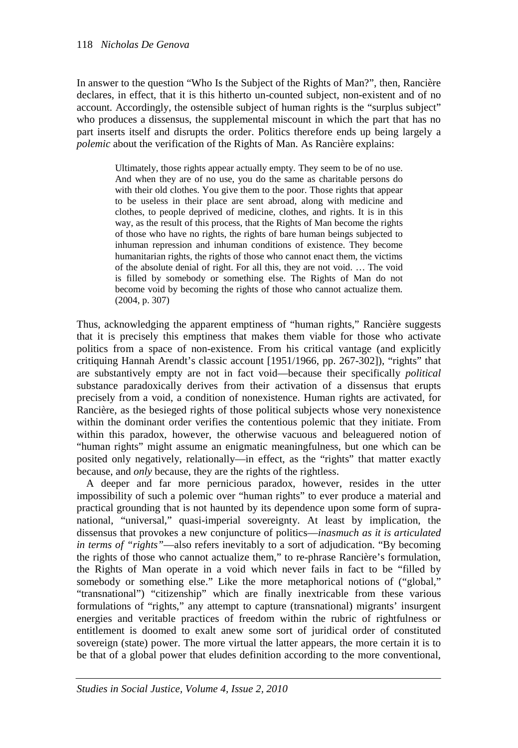In answer to the question "Who Is the Subject of the Rights of Man?", then, Rancière declares, in effect, that it is this hitherto un-counted subject, non-existent and of no account. Accordingly, the ostensible subject of human rights is the "surplus subject" who produces a dissensus, the supplemental miscount in which the part that has no part inserts itself and disrupts the order. Politics therefore ends up being largely a *polemic* about the verification of the Rights of Man. As Rancière explains:

> Ultimately, those rights appear actually empty. They seem to be of no use. And when they are of no use, you do the same as charitable persons do with their old clothes. You give them to the poor. Those rights that appear to be useless in their place are sent abroad, along with medicine and clothes, to people deprived of medicine, clothes, and rights. It is in this way, as the result of this process, that the Rights of Man become the rights of those who have no rights, the rights of bare human beings subjected to inhuman repression and inhuman conditions of existence. They become humanitarian rights, the rights of those who cannot enact them, the victims of the absolute denial of right. For all this, they are not void. … The void is filled by somebody or something else. The Rights of Man do not become void by becoming the rights of those who cannot actualize them. (2004, p. 307)

Thus, acknowledging the apparent emptiness of "human rights," Rancière suggests that it is precisely this emptiness that makes them viable for those who activate politics from a space of non-existence. From his critical vantage (and explicitly critiquing Hannah Arendt's classic account [1951/1966, pp. 267-302]), "rights" that are substantively empty are not in fact void—because their specifically *political* substance paradoxically derives from their activation of a dissensus that erupts precisely from a void, a condition of nonexistence. Human rights are activated, for Rancière, as the besieged rights of those political subjects whose very nonexistence within the dominant order verifies the contentious polemic that they initiate. From within this paradox, however, the otherwise vacuous and beleaguered notion of "human rights" might assume an enigmatic meaningfulness, but one which can be posited only negatively, relationally—in effect, as the "rights" that matter exactly because, and *only* because, they are the rights of the rightless.

A deeper and far more pernicious paradox, however, resides in the utter impossibility of such a polemic over "human rights" to ever produce a material and practical grounding that is not haunted by its dependence upon some form of supra-national, "universal," quasi-imperial sovereignty. At least by implication, the dissensus that provokes a new conjuncture of politics—*inasmuch as it is articulated in terms of "rights"*—also refers inevitably to a sort of adjudication. "By becoming the rights of those who cannot actualize them," to re-phrase Rancière's formulation, the Rights of Man operate in a void which never fails in fact to be "filled by somebody or something else." Like the more metaphorical notions of ("global," "transnational") "citizenship" which are finally inextricable from these various formulations of "rights," any attempt to capture (transnational) migrants' insurgent energies and veritable practices of freedom within the rubric of rightfulness or entitlement is doomed to exalt anew some sort of juridical order of constituted sovereign (state) power. The more virtual the latter appears, the more certain it is to be that of a global power that eludes definition according to the more conventional,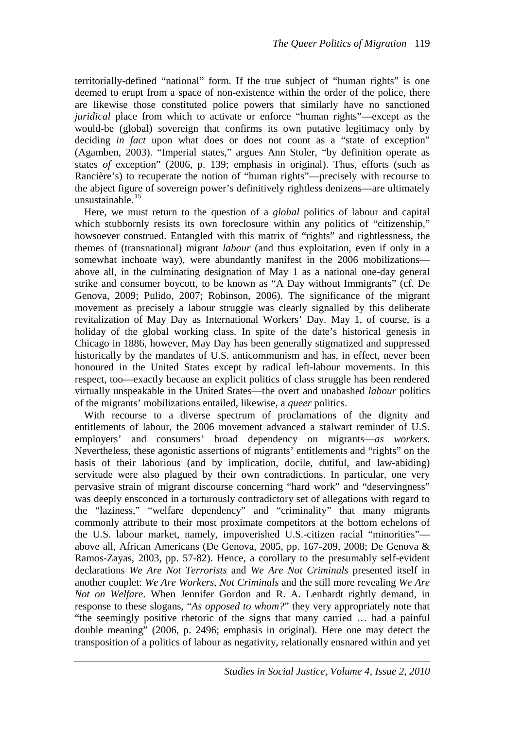territorially-defined "national" form. If the true subject of "human rights" is one deemed to erupt from a space of non-existence within the order of the police, there are likewise those constituted police powers that similarly have no sanctioned *juridical* place from which to activate or enforce "human rights"—except as the would-be (global) sovereign that confirms its own putative legitimacy only by deciding *in fact* upon what does or does not count as a "state of exception" (Agamben, 2003). "Imperial states," argues Ann Stoler, "by definition operate as states *of* exception" (2006, p. 139; emphasis in original). Thus, efforts (such as Rancière's) to recuperate the notion of "human rights"—precisely with recourse to the abject figure of sovereign power's definitively rightless denizens—are ultimately unsustainable.[15]

Here, we must return to the question of a *global* politics of labour and capital which stubbornly resists its own foreclosure within any politics of "citizenship," howsoever construed. Entangled with this matrix of "rights" and rightlessness, the themes of (transnational) migrant *labour* (and thus exploitation, even if only in a somewhat inchoate way), were abundantly manifest in the 2006 mobilizations—above all, in the culminating designation of May 1 as a national one-day general strike and consumer boycott, to be known as "A Day without Immigrants" (cf. De Genova, 2009; Pulido, 2007; Robinson, 2006). The significance of the migrant movement as precisely a labour struggle was clearly signalled by this deliberate revitalization of May Day as International Workers' Day. May 1, of course, is a holiday of the global working class. In spite of the date's historical genesis in Chicago in 1886, however, May Day has been generally stigmatized and suppressed historically by the mandates of U.S. anticommunism and has, in effect, never been honoured in the United States except by radical left-labour movements. In this respect, too—exactly because an explicit politics of class struggle has been rendered virtually unspeakable in the United States—the overt and unabashed *labour* politics of the migrants' mobilizations entailed, likewise, a *queer* politics.

With recourse to a diverse spectrum of proclamations of the dignity and entitlements of labour, the 2006 movement advanced a stalwart reminder of U.S. employers' and consumers' broad dependency on migrants—*as workers*. Nevertheless, these agonistic assertions of migrants' entitlements and "rights" on the basis of their laborious (and by implication, docile, dutiful, and law-abiding) servitude were also plagued by their own contradictions. In particular, one very pervasive strain of migrant discourse concerning "hard work" and "deservingness" was deeply ensconced in a torturously contradictory set of allegations with regard to the "laziness," "welfare dependency" and "criminality" that many migrants commonly attribute to their most proximate competitors at the bottom echelons of the U.S. labour market, namely, impoverished U.S.-citizen racial "minorities"—above all, African Americans (De Genova, 2005, pp. 167-209, 2008; De Genova & Ramos-Zayas, 2003, pp. 57-82). Hence, a corollary to the presumably self-evident declarations *We Are Not Terrorists* and *We Are Not Criminals* presented itself in another couplet: *We Are Workers, Not Criminals* and the still more revealing *We Are Not on Welfare*. When Jennifer Gordon and R. A. Lenhardt rightly demand, in response to these slogans, "*As opposed to whom?*" they very appropriately note that "the seemingly positive rhetoric of the signs that many carried … had a painful double meaning" (2006, p. 2496; emphasis in original). Here one may detect the transposition of a politics of labour as negativity, relationally ensnared within and yet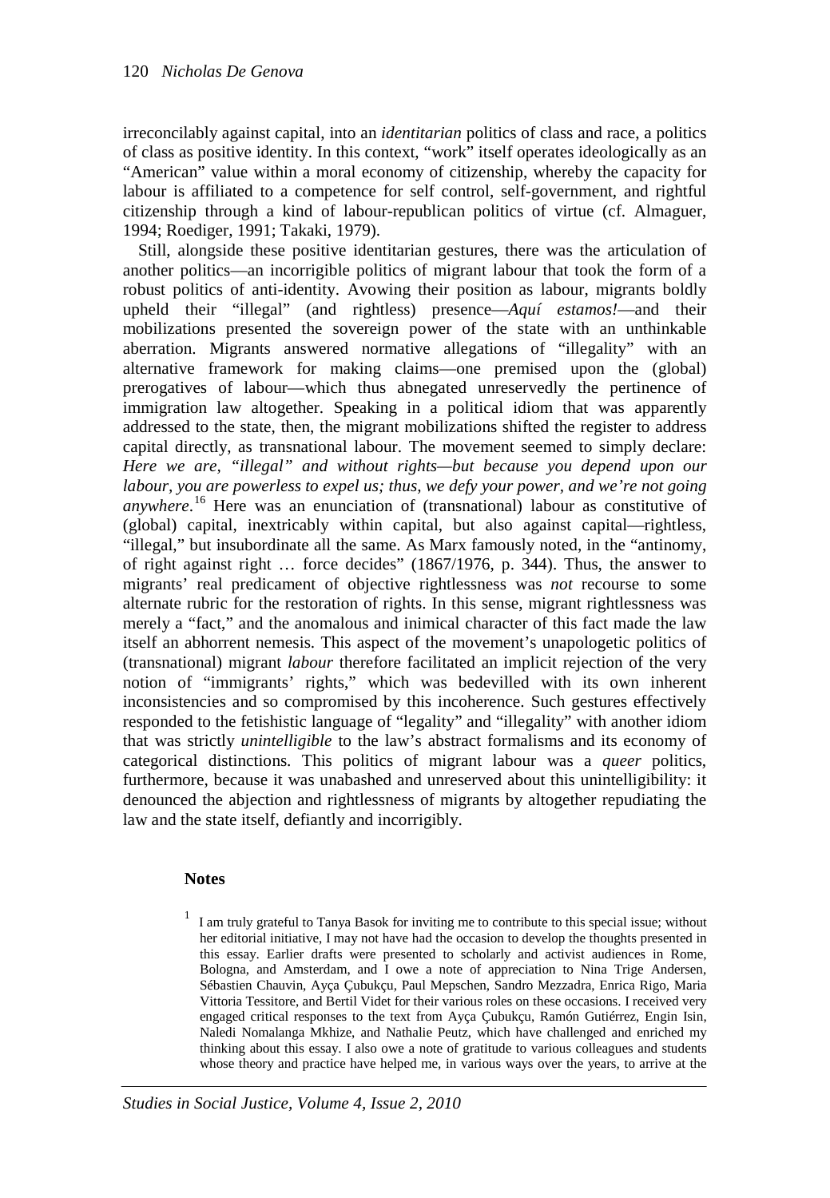irreconcilably against capital, into an *identitarian* politics of class and race, a politics of class as positive identity. In this context, "work" itself operates ideologically as an "American" value within a moral economy of citizenship, whereby the capacity for labour is affiliated to a competence for self control, self-government, and rightful citizenship through a kind of labour-republican politics of virtue (cf. Almaguer, 1994; Roediger, 1991; Takaki, 1979).

Still, alongside these positive identitarian gestures, there was the articulation of another politics—an incorrigible politics of migrant labour that took the form of a robust politics of anti-identity. Avowing their position as labour, migrants boldly upheld their "illegal" (and rightless) presence—*Aquí estamos!*—and their mobilizations presented the sovereign power of the state with an unthinkable aberration. Migrants answered normative allegations of "illegality" with an alternative framework for making claims—one premised upon the (global) prerogatives of labour—which thus abnegated unreservedly the pertinence of immigration law altogether. Speaking in a political idiom that was apparently addressed to the state, then, the migrant mobilizations shifted the register to address capital directly, as transnational labour. The movement seemed to simply declare: *Here we are, "illegal" and without rights—but because you depend upon our labour, you are powerless to expel us; thus, we defy your power, and we're not going anywhere*.[16] Here was an enunciation of (transnational) labour as constitutive of (global) capital, inextricably within capital, but also against capital—rightless, "illegal," but insubordinate all the same. As Marx famously noted, in the "antinomy, of right against right … force decides" (1867/1976, p. 344). Thus, the answer to migrants' real predicament of objective rightlessness was *not* recourse to some alternate rubric for the restoration of rights. In this sense, migrant rightlessness was merely a "fact," and the anomalous and inimical character of this fact made the law itself an abhorrent nemesis. This aspect of the movement's unapologetic politics of (transnational) migrant *labour* therefore facilitated an implicit rejection of the very notion of "immigrants' rights," which was bedevilled with its own inherent inconsistencies and so compromised by this incoherence. Such gestures effectively responded to the fetishistic language of "legality" and "illegality" with another idiom that was strictly *unintelligible* to the law's abstract formalisms and its economy of categorical distinctions. This politics of migrant labour was a *queer* politics, furthermore, because it was unabashed and unreserved about this unintelligibility: it denounced the abjection and rightlessness of migrants by altogether repudiating the law and the state itself, defiantly and incorrigibly.

## Notes

[1] I am truly grateful to Tanya Basok for inviting me to contribute to this special issue; without her editorial initiative, I may not have had the occasion to develop the thoughts presented in this essay. Earlier drafts were presented to scholarly and activist audiences in Rome, Bologna, and Amsterdam, and I owe a note of appreciation to Nina Trige Andersen, Sébastien Chauvin, Ayça Çubukçu, Paul Mepschen, Sandro Mezzadra, Enrica Rigo, Maria Vittoria Tessitore, and Bertil Videt for their various roles on these occasions. I received very engaged critical responses to the text from Ayça Çubukçu, Ramón Gutiérrez, Engin Isin, Naledi Nomalanga Mkhize, and Nathalie Peutz, which have challenged and enriched my thinking about this essay. I also owe a note of gratitude to various colleagues and students whose theory and practice have helped me, in various ways over the years, to arrive at the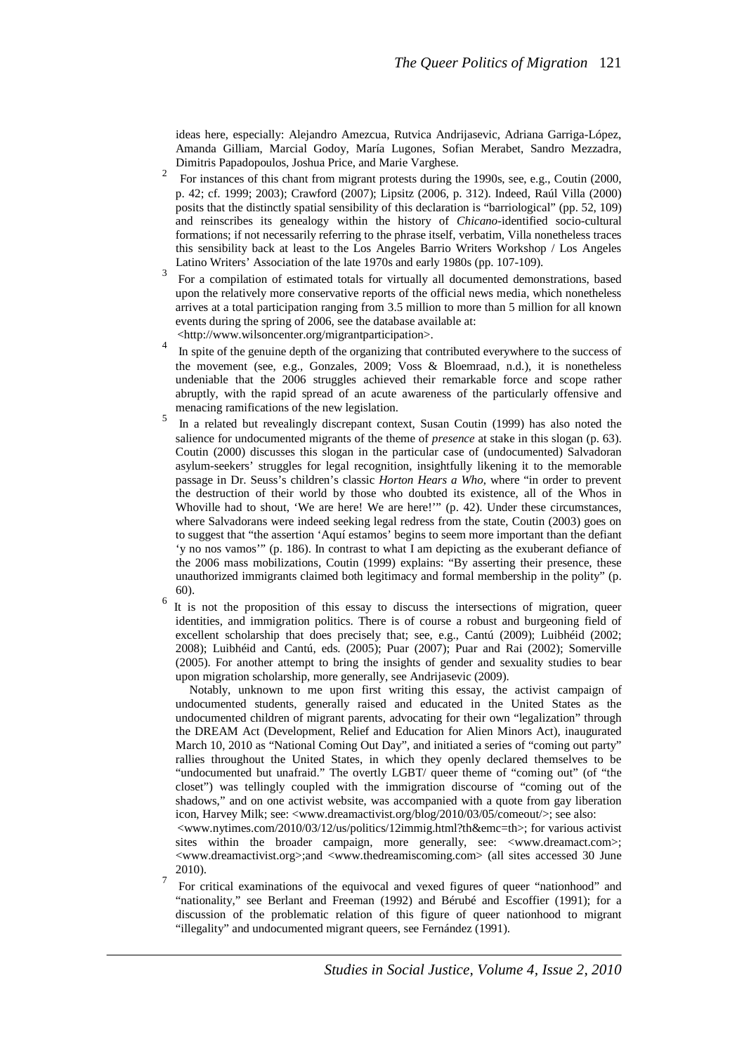ideas here, especially: Alejandro Amezcua, Rutvica Andrijasevic, Adriana Garriga-López, Amanda Gilliam, Marcial Godoy, María Lugones, Sofian Merabet, Sandro Mezzadra, Dimitris Papadopoulos, Joshua Price, and Marie Varghese.

[2] For instances of this chant from migrant protests during the 1990s, see, e.g., Coutin (2000, p. 42; cf. 1999; 2003); Crawford (2007); Lipsitz (2006, p. 312). Indeed, Raúl Villa (2000) posits that the distinctly spatial sensibility of this declaration is "barriological" (pp. 52, 109) and reinscribes its genealogy within the history of *Chicano*-identified socio-cultural formations; if not necessarily referring to the phrase itself, verbatim, Villa nonetheless traces this sensibility back at least to the Los Angeles Barrio Writers Workshop / Los Angeles Latino Writers' Association of the late 1970s and early 1980s (pp. 107-109).

[3] For a compilation of estimated totals for virtually all documented demonstrations, based upon the relatively more conservative reports of the official news media, which nonetheless arrives at a total participation ranging from 3.5 million to more than 5 million for all known events during the spring of 2006, see the database available at: <http://www.wilsoncenter.org/migrantparticipation>.

[4] In spite of the genuine depth of the organizing that contributed everywhere to the success of the movement (see, e.g., Gonzales, 2009; Voss & Bloemraad, n.d.), it is nonetheless undeniable that the 2006 struggles achieved their remarkable force and scope rather abruptly, with the rapid spread of an acute awareness of the particularly offensive and menacing ramifications of the new legislation.

[5] In a related but revealingly discrepant context, Susan Coutin (1999) has also noted the salience for undocumented migrants of the theme of *presence* at stake in this slogan (p. 63). Coutin (2000) discusses this slogan in the particular case of (undocumented) Salvadoran asylum-seekers' struggles for legal recognition, insightfully likening it to the memorable passage in Dr. Seuss's children's classic *Horton Hears a Who*, where "in order to prevent the destruction of their world by those who doubted its existence, all of the Whos in Whoville had to shout, 'We are here! We are here!'" (p. 42). Under these circumstances, where Salvadorans were indeed seeking legal redress from the state, Coutin (2003) goes on to suggest that "the assertion 'Aquí estamos' begins to seem more important than the defiant 'y no nos vamos'" (p. 186). In contrast to what I am depicting as the exuberant defiance of the 2006 mass mobilizations, Coutin (1999) explains: "By asserting their presence, these unauthorized immigrants claimed both legitimacy and formal membership in the polity" (p. 60).

[6] It is not the proposition of this essay to discuss the intersections of migration, queer identities, and immigration politics. There is of course a robust and burgeoning field of excellent scholarship that does precisely that; see, e.g., Cantú (2009); Luibhéid (2002; 2008); Luibhéid and Cantú, eds. (2005); Puar (2007); Puar and Rai (2002); Somerville (2005). For another attempt to bring the insights of gender and sexuality studies to bear upon migration scholarship, more generally, see Andrijasevic (2009).

Notably, unknown to me upon first writing this essay, the activist campaign of undocumented students, generally raised and educated in the United States as the undocumented children of migrant parents, advocating for their own "legalization" through the DREAM Act (Development, Relief and Education for Alien Minors Act), inaugurated March 10, 2010 as "National Coming Out Day", and initiated a series of "coming out party" rallies throughout the United States, in which they openly declared themselves to be "undocumented but unafraid." The overtly LGBT/ queer theme of "coming out" (of "the closet") was tellingly coupled with the immigration discourse of "coming out of the shadows," and on one activist website, was accompanied with a quote from gay liberation icon, Harvey Milk; see: <www.dreamactivist.org/blog/2010/03/05/comeout/>; see also: <www.nytimes.com/2010/03/12/us/politics/12immig.html?th&emc=th>; for various activist sites within the broader campaign, more generally, see: <www.dreamact.com>; <www.dreamactivist.org>;and <www.thedreamiscoming.com> (all sites accessed 30 June 2010).

[7] For critical examinations of the equivocal and vexed figures of queer "nationhood" and "nationality," see Berlant and Freeman (1992) and Bérubé and Escoffier (1991); for a discussion of the problematic relation of this figure of queer nationhood to migrant "illegality" and undocumented migrant queers, see Fernández (1991).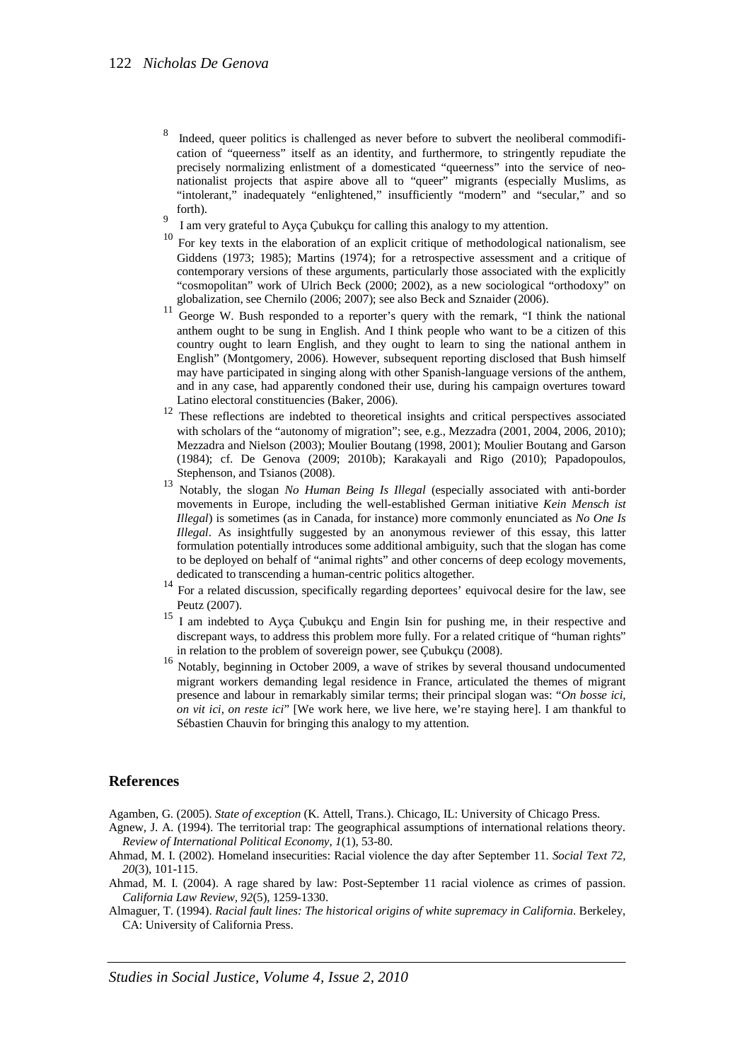[8] Indeed, queer politics is challenged as never before to subvert the neoliberal commodification of "queerness" itself as an identity, and furthermore, to stringently repudiate the precisely normalizing enlistment of a domesticated "queerness" into the service of neonationalist projects that aspire above all to "queer" migrants (especially Muslims, as "intolerant," inadequately "enlightened," insufficiently "modern" and "secular," and so forth).

[9] I am very grateful to Ayça Çubukçu for calling this analogy to my attention.

[10] For key texts in the elaboration of an explicit critique of methodological nationalism, see Giddens (1973; 1985); Martins (1974); for a retrospective assessment and a critique of contemporary versions of these arguments, particularly those associated with the explicitly "cosmopolitan" work of Ulrich Beck (2000; 2002), as a new sociological "orthodoxy" on globalization, see Chernilo (2006; 2007); see also Beck and Sznaider (2006).

[11] George W. Bush responded to a reporter's query with the remark, "I think the national anthem ought to be sung in English. And I think people who want to be a citizen of this country ought to learn English, and they ought to learn to sing the national anthem in English" (Montgomery, 2006). However, subsequent reporting disclosed that Bush himself may have participated in singing along with other Spanish-language versions of the anthem, and in any case, had apparently condoned their use, during his campaign overtures toward Latino electoral constituencies (Baker, 2006).

[12] These reflections are indebted to theoretical insights and critical perspectives associated with scholars of the "autonomy of migration"; see, e.g., Mezzadra (2001, 2004, 2006, 2010); Mezzadra and Nielson (2003); Moulier Boutang (1998, 2001); Moulier Boutang and Garson (1984); cf. De Genova (2009; 2010b); Karakayali and Rigo (2010); Papadopoulos, Stephenson, and Tsianos (2008).

[13] Notably, the slogan *No Human Being Is Illegal* (especially associated with anti-border movements in Europe, including the well-established German initiative *Kein Mensch ist Illegal*) is sometimes (as in Canada, for instance) more commonly enunciated as *No One Is Illegal*. As insightfully suggested by an anonymous reviewer of this essay, this latter formulation potentially introduces some additional ambiguity, such that the slogan has come to be deployed on behalf of "animal rights" and other concerns of deep ecology movements, dedicated to transcending a human-centric politics altogether.

[14] For a related discussion, specifically regarding deportees' equivocal desire for the law, see Peutz (2007).

[15] I am indebted to Ayça Çubukçu and Engin Isin for pushing me, in their respective and discrepant ways, to address this problem more fully. For a related critique of "human rights" in relation to the problem of sovereign power, see Çubukçu (2008).

[16] Notably, beginning in October 2009, a wave of strikes by several thousand undocumented migrant workers demanding legal residence in France, articulated the themes of migrant presence and labour in remarkably similar terms; their principal slogan was: "*On bosse ici, on vit ici, on reste ici*" [We work here, we live here, we're staying here]. I am thankful to Sébastien Chauvin for bringing this analogy to my attention.

## References

Agamben, G. (2005). *State of exception* (K. Attell, Trans.). Chicago, IL: University of Chicago Press.

Agnew, J. A. (1994). The territorial trap: The geographical assumptions of international relations theory. *Review of International Political Economy*, *1*(1), 53-80.

Ahmad, M. I. (2002). Homeland insecurities: Racial violence the day after September 11. *Social Text 72*, *20*(3), 101-115.

Ahmad, M. I. (2004). A rage shared by law: Post-September 11 racial violence as crimes of passion. *California Law Review*, *92*(5), 1259-1330.

Almaguer, T. (1994). *Racial fault lines: The historical origins of white supremacy in California*. Berkeley, CA: University of California Press.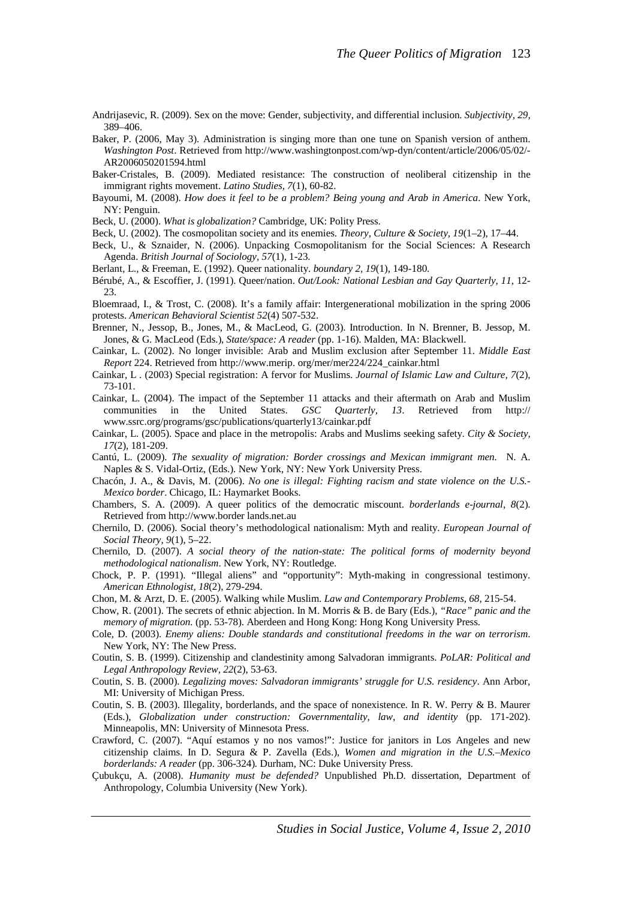Andrijasevic, R. (2009). Sex on the move: Gender, subjectivity, and differential inclusion. *Subjectivity, 29*, 389–406.

Baker, P. (2006, May 3). Administration is singing more than one tune on Spanish version of anthem. *Washington Post*. Retrieved from http://www.washingtonpost.com/wp-dyn/content/article/2006/05/02/-AR2006050201594.html

Baker-Cristales, B. (2009). Mediated resistance: The construction of neoliberal citizenship in the immigrant rights movement. *Latino Studies, 7*(1), 60-82.

Bayoumi, M. (2008). *How does it feel to be a problem? Being young and Arab in America*. New York, NY: Penguin.

Beck, U. (2000). *What is globalization?* Cambridge, UK: Polity Press.

Beck, U. (2002). The cosmopolitan society and its enemies. *Theory, Culture & Society, 19*(1–2), 17–44.

Beck, U., & Sznaider, N. (2006). Unpacking Cosmopolitanism for the Social Sciences: A Research Agenda. *British Journal of Sociology, 57*(1), 1-23.

Berlant, L., & Freeman, E. (1992). Queer nationality. *boundary 2, 19*(1), 149-180.

Bérubé, A., & Escoffier, J. (1991). Queer/nation. *Out/Look: National Lesbian and Gay Quarterly, 11*, 12-23.

Bloemraad, I., & Trost, C. (2008). It's a family affair: Intergenerational mobilization in the spring 2006 protests. *American Behavioral Scientist 52*(4) 507-532.

Brenner, N., Jessop, B., Jones, M., & MacLeod, G. (2003). Introduction. In N. Brenner, B. Jessop, M. Jones, & G. MacLeod (Eds.), *State/space: A reader* (pp. 1-16). Malden, MA: Blackwell.

Cainkar, L. (2002). No longer invisible: Arab and Muslim exclusion after September 11. *Middle East Report* 224. Retrieved from http://www.merip. org/mer/mer224/224_cainkar.html

Cainkar, L . (2003) Special registration: A fervor for Muslims. *Journal of Islamic Law and Culture, 7*(2), 73-101.

Cainkar, L. (2004). The impact of the September 11 attacks and their aftermath on Arab and Muslim communities in the United States. *GSC Quarterly, 13*. Retrieved from http:// www.ssrc.org/programs/gsc/publications/quarterly13/cainkar.pdf

Cainkar, L. (2005). Space and place in the metropolis: Arabs and Muslims seeking safety. *City & Society, 17*(2), 181-209.

Cantú, L. (2009). *The sexuality of migration: Border crossings and Mexican immigrant men.* N. A. Naples & S. Vidal-Ortiz, (Eds.). New York, NY: New York University Press.

Chacón, J. A., & Davis, M. (2006). *No one is illegal: Fighting racism and state violence on the U.S.-Mexico border*. Chicago, IL: Haymarket Books.

Chambers, S. A. (2009). A queer politics of the democratic miscount. *borderlands e-journal, 8*(2). Retrieved from http://www.border lands.net.au

Chernilo, D. (2006). Social theory's methodological nationalism: Myth and reality. *European Journal of Social Theory, 9*(1), 5–22.

Chernilo, D. (2007). *A social theory of the nation-state: The political forms of modernity beyond methodological nationalism*. New York, NY: Routledge.

Chock, P. P. (1991). "Illegal aliens" and "opportunity": Myth-making in congressional testimony. *American Ethnologist, 18*(2), 279-294.

Chon, M. & Artz, D. E. (2005). Walking while Muslim. *Law and Contemporary Problems, 68*, 215-54.

Chow, R. (2001). The secrets of ethnic abjection. In M. Morris & B. de Bary (Eds.), *"Race" panic and the memory of migration.* (pp. 53-78). Aberdeen and Hong Kong: Hong Kong University Press.

Cole, D. (2003). *Enemy aliens: Double standards and constitutional freedoms in the war on terrorism*. New York, NY: The New Press.

Coutin, S. B. (1999). Citizenship and clandestinity among Salvadoran immigrants. *PoLAR: Political and Legal Anthropology Review, 22*(2), 53-63.

Coutin, S. B. (2000). *Legalizing moves: Salvadoran immigrants' struggle for U.S. residency*. Ann Arbor, MI: University of Michigan Press.

Coutin, S. B. (2003). Illegality, borderlands, and the space of nonexistence. In R. W. Perry & B. Maurer (Eds.), *Globalization under construction: Governmentality, law, and identity* (pp. 171-202). Minneapolis, MN: University of Minnesota Press.

Crawford, C. (2007). "Aquí estamos y no nos vamos!": Justice for janitors in Los Angeles and new citizenship claims. In D. Segura & P. Zavella (Eds.), *Women and migration in the U.S.–Mexico borderlands: A reader* (pp. 306-324)*.* Durham, NC: Duke University Press.

Çubukçu, A. (2008). *Humanity must be defended?* Unpublished Ph.D. dissertation, Department of Anthropology, Columbia University (New York).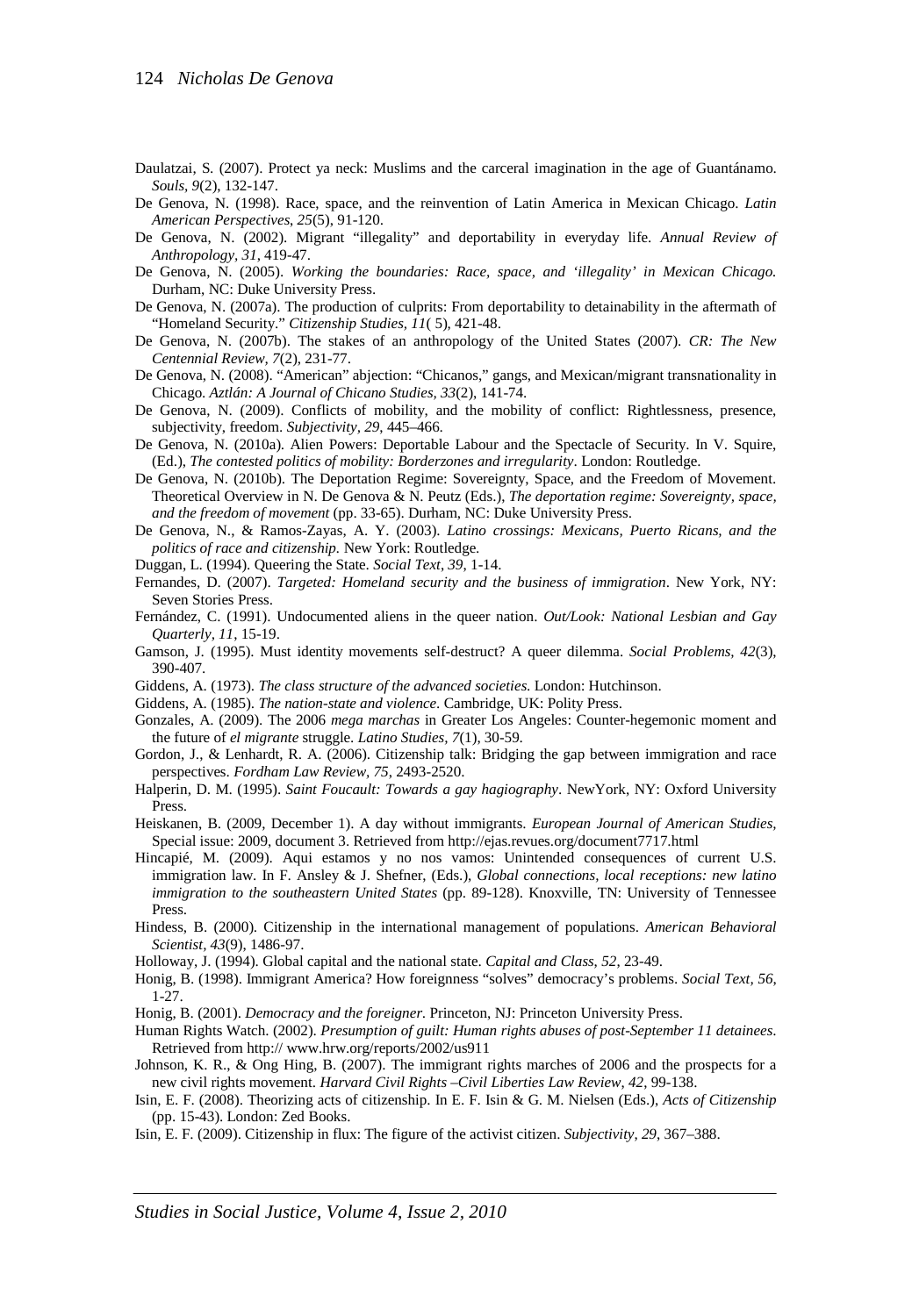Daulatzai, S. (2007). Protect ya neck: Muslims and the carceral imagination in the age of Guantánamo. *Souls, 9*(2), 132-147.

De Genova, N. (1998). Race, space, and the reinvention of Latin America in Mexican Chicago. *Latin American Perspectives, 25*(5), 91-120.

De Genova, N. (2002). Migrant "illegality" and deportability in everyday life. *Annual Review of Anthropology, 31*, 419-47.

De Genova, N. (2005). *Working the boundaries: Race, space, and 'illegality' in Mexican Chicago.* Durham, NC: Duke University Press.

De Genova, N. (2007a). The production of culprits: From deportability to detainability in the aftermath of "Homeland Security." *Citizenship Studies, 11*( 5), 421-48.

De Genova, N. (2007b). The stakes of an anthropology of the United States (2007). *CR: The New Centennial Review, 7*(2), 231-77.

De Genova, N. (2008). "American" abjection: "Chicanos," gangs, and Mexican/migrant transnationality in Chicago. *Aztlán: A Journal of Chicano Studies, 33*(2), 141-74.

De Genova, N. (2009). Conflicts of mobility, and the mobility of conflict: Rightlessness, presence, subjectivity, freedom. *Subjectivity, 29*, 445–466.

De Genova, N. (2010a). Alien Powers: Deportable Labour and the Spectacle of Security. In V. Squire, (Ed.), *The contested politics of mobility: Borderzones and irregularity*. London: Routledge.

De Genova, N. (2010b). The Deportation Regime: Sovereignty, Space, and the Freedom of Movement. Theoretical Overview in N. De Genova & N. Peutz (Eds.), *The deportation regime: Sovereignty, space, and the freedom of movement* (pp. 33-65). Durham, NC: Duke University Press.

De Genova, N., & Ramos-Zayas, A. Y. (2003). *Latino crossings: Mexicans, Puerto Ricans, and the politics of race and citizenship.* New York: Routledge.

Duggan, L. (1994). Queering the State. *Social Text, 39*, 1-14.

Fernandes, D. (2007). *Targeted: Homeland security and the business of immigration*. New York, NY: Seven Stories Press.

Fernández, C. (1991). Undocumented aliens in the queer nation. *Out/Look: National Lesbian and Gay Quarterly, 11*, 15-19.

Gamson, J. (1995). Must identity movements self-destruct? A queer dilemma. *Social Problems, 42*(3), 390-407.

Giddens, A. (1973). *The class structure of the advanced societies*. London: Hutchinson.

Giddens, A. (1985). *The nation-state and violence*. Cambridge, UK: Polity Press.

Gonzales, A. (2009). The 2006 *mega marchas* in Greater Los Angeles: Counter-hegemonic moment and the future of *el migrante* struggle. *Latino Studies, 7*(1), 30-59.

Gordon, J., & Lenhardt, R. A. (2006). Citizenship talk: Bridging the gap between immigration and race perspectives. *Fordham Law Review, 75*, 2493-2520.

Halperin, D. M. (1995). *Saint Foucault: Towards a gay hagiography*. NewYork, NY: Oxford University Press.

Heiskanen, B. (2009, December 1). A day without immigrants. *European Journal of American Studies*, Special issue: 2009, document 3. Retrieved from http://ejas.revues.org/document7717.html

Hincapié, M. (2009). Aqui estamos y no nos vamos: Unintended consequences of current U.S. immigration law. In F. Ansley & J. Shefner, (Eds.), *Global connections, local receptions: new latino immigration to the southeastern United States* (pp. 89-128). Knoxville, TN: University of Tennessee Press.

Hindess, B. (2000). Citizenship in the international management of populations. *American Behavioral Scientist, 43*(9), 1486-97.

Holloway, J. (1994). Global capital and the national state. *Capital and Class, 52*, 23-49.

Honig, B. (1998). Immigrant America? How foreignness "solves" democracy's problems. *Social Text, 56*, 1-27.

Honig, B. (2001). *Democracy and the foreigner*. Princeton, NJ: Princeton University Press.

Human Rights Watch. (2002). *Presumption of guilt: Human rights abuses of post-September 11 detainees*. Retrieved from http:// www.hrw.org/reports/2002/us911

Johnson, K. R., & Ong Hing, B. (2007). The immigrant rights marches of 2006 and the prospects for a new civil rights movement. *Harvard Civil Rights –Civil Liberties Law Review, 42*, 99-138.

Isin, E. F. (2008). Theorizing acts of citizenship. In E. F. Isin & G. M. Nielsen (Eds.), *Acts of Citizenship* (pp. 15-43). London: Zed Books.

Isin, E. F. (2009). Citizenship in flux: The figure of the activist citizen. *Subjectivity, 29*, 367–388.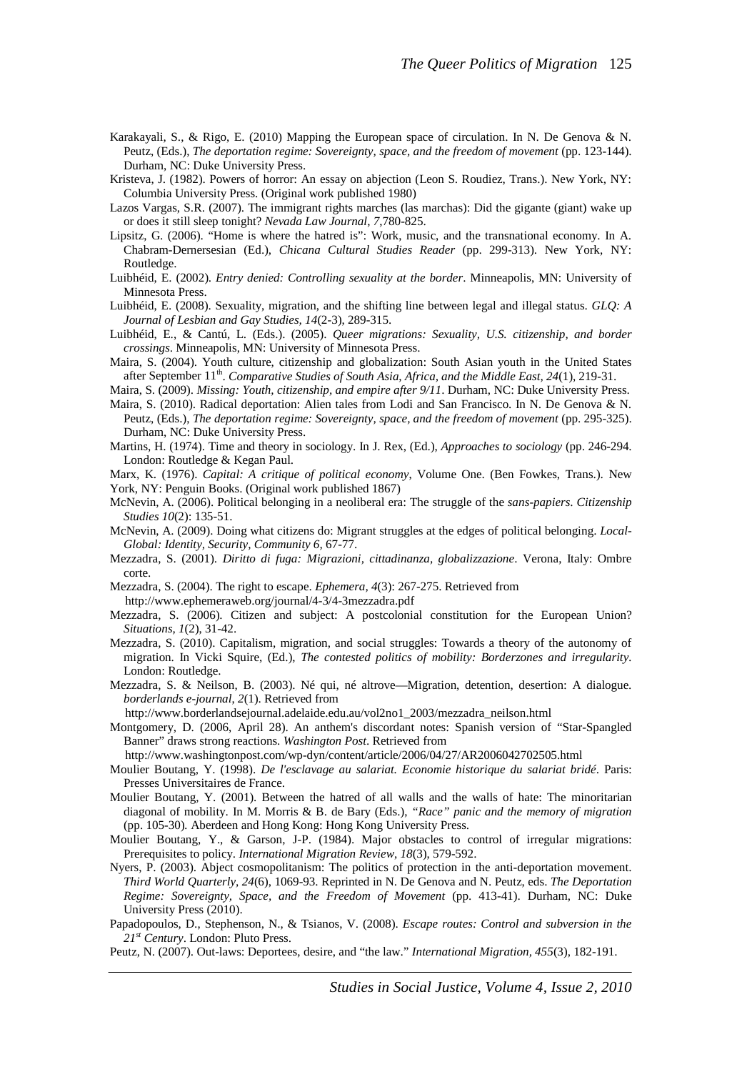Karakayali, S., & Rigo, E. (2010) Mapping the European space of circulation. In N. De Genova & N. Peutz, (Eds.), *The deportation regime: Sovereignty, space, and the freedom of movement* (pp. 123-144). Durham, NC: Duke University Press.

Kristeva, J. (1982). Powers of horror: An essay on abjection (Leon S. Roudiez, Trans.). New York, NY: Columbia University Press. (Original work published 1980)

Lazos Vargas, S.R. (2007). The immigrant rights marches (las marchas): Did the gigante (giant) wake up or does it still sleep tonight? *Nevada Law Journal, 7*,780-825.

Lipsitz, G. (2006). "Home is where the hatred is": Work, music, and the transnational economy. In A. Chabram-Dernersesian (Ed.), *Chicana Cultural Studies Reader* (pp. 299-313). New York, NY: Routledge.

Luibhéid, E. (2002). *Entry denied: Controlling sexuality at the border*. Minneapolis, MN: University of Minnesota Press.

Luibhéid, E. (2008). Sexuality, migration, and the shifting line between legal and illegal status. *GLQ: A Journal of Lesbian and Gay Studies, 14*(2-3), 289-315.

Luibhéid, E., & Cantú, L. (Eds.). (2005). *Queer migrations: Sexuality, U.S. citizenship, and border crossings*. Minneapolis, MN: University of Minnesota Press.

Maira, S. (2004). Youth culture, citizenship and globalization: South Asian youth in the United States after September 11th. *Comparative Studies of South Asia, Africa, and the Middle East, 24*(1), 219-31.

Maira, S. (2009). *Missing: Youth, citizenship, and empire after 9/11*. Durham, NC: Duke University Press.

Maira, S. (2010). Radical deportation: Alien tales from Lodi and San Francisco. In N. De Genova & N. Peutz, (Eds.), *The deportation regime: Sovereignty, space, and the freedom of movement* (pp. 295-325). Durham, NC: Duke University Press.

Martins, H. (1974). Time and theory in sociology. In J. Rex, (Ed.), *Approaches to sociology* (pp. 246-294. London: Routledge & Kegan Paul.

Marx, K. (1976). *Capital: A critique of political economy*, Volume One. (Ben Fowkes, Trans.). New York, NY: Penguin Books. (Original work published 1867)

McNevin, A. (2006). Political belonging in a neoliberal era: The struggle of the *sans-papiers*. *Citizenship Studies 10*(2): 135-51.

McNevin, A. (2009). Doing what citizens do: Migrant struggles at the edges of political belonging. *Local-Global: Identity, Security, Community 6*, 67-77.

Mezzadra, S. (2001). *Diritto di fuga: Migrazioni, cittadinanza, globalizzazione*. Verona, Italy: Ombre corte.

Mezzadra, S. (2004). The right to escape. *Ephemera, 4*(3): 267-275. Retrieved from http://www.ephemeraweb.org/journal/4-3/4-3mezzadra.pdf

Mezzadra, S. (2006). Citizen and subject: A postcolonial constitution for the European Union? *Situations, 1*(2), 31-42.

Mezzadra, S. (2010). Capitalism, migration, and social struggles: Towards a theory of the autonomy of migration. In Vicki Squire, (Ed.), *The contested politics of mobility: Borderzones and irregularity*. London: Routledge.

Mezzadra, S. & Neilson, B. (2003). Né qui, né altrove—Migration, detention, desertion: A dialogue. *borderlands e-journal, 2*(1). Retrieved from http://www.borderlandsejournal.adelaide.edu.au/vol2no1_2003/mezzadra_neilson.html

Montgomery, D. (2006, April 28). An anthem's discordant notes: Spanish version of "Star-Spangled Banner" draws strong reactions. *Washington Post*. Retrieved from http://www.washingtonpost.com/wp-dyn/content/article/2006/04/27/AR2006042702505.html

Moulier Boutang, Y. (1998). *De l'esclavage au salariat. Economie historique du salariat bridé*. Paris: Presses Universitaires de France.

Moulier Boutang, Y. (2001). Between the hatred of all walls and the walls of hate: The minoritarian diagonal of mobility. In M. Morris & B. de Bary (Eds.), *"Race" panic and the memory of migration* (pp. 105-30). Aberdeen and Hong Kong: Hong Kong University Press.

Moulier Boutang, Y., & Garson, J-P. (1984). Major obstacles to control of irregular migrations: Prerequisites to policy. *International Migration Review, 18*(3), 579-592.

Nyers, P. (2003). Abject cosmopolitanism: The politics of protection in the anti-deportation movement. *Third World Quarterly, 24*(6), 1069-93. Reprinted in N. De Genova and N. Peutz, eds. *The Deportation Regime: Sovereignty, Space, and the Freedom of Movement* (pp. 413-41). Durham, NC: Duke University Press (2010).

Papadopoulos, D., Stephenson, N., & Tsianos, V. (2008). *Escape routes: Control and subversion in the 21st Century*. London: Pluto Press.

Peutz, N. (2007). Out-laws: Deportees, desire, and "the law." *International Migration, 455*(3), 182-191.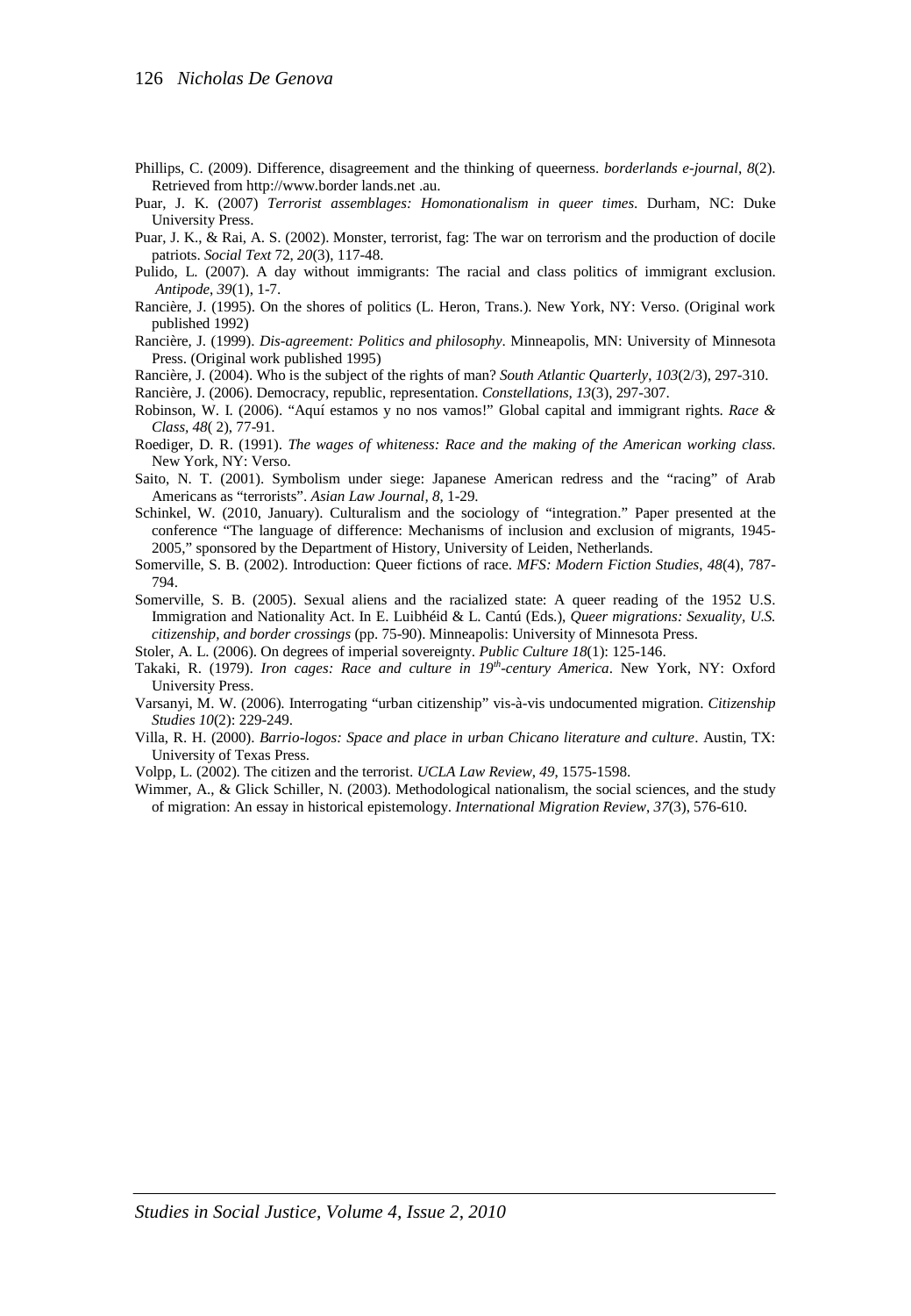Phillips, C. (2009). Difference, disagreement and the thinking of queerness. *borderlands e-journal*, *8*(2). Retrieved from http://www.border lands.net .au.

Puar, J. K. (2007) *Terrorist assemblages: Homonationalism in queer times*. Durham, NC: Duke University Press.

Puar, J. K., & Rai, A. S. (2002). Monster, terrorist, fag: The war on terrorism and the production of docile patriots. *Social Text* 72, *20*(3), 117-48.

Pulido, L. (2007). A day without immigrants: The racial and class politics of immigrant exclusion. *Antipode*, *39*(1), 1-7.

Rancière, J. (1995). On the shores of politics (L. Heron, Trans.). New York, NY: Verso. (Original work published 1992)

Rancière, J. (1999). *Dis-agreement: Politics and philosophy*. Minneapolis, MN: University of Minnesota Press. (Original work published 1995)

Rancière, J. (2004). Who is the subject of the rights of man? *South Atlantic Quarterly*, *103*(2/3), 297-310.

Rancière, J. (2006). Democracy, republic, representation. *Constellations, 13*(3), 297-307.

Robinson, W. I. (2006). "Aquí estamos y no nos vamos!" Global capital and immigrant rights. *Race & Class*, *48*( 2), 77-91.

Roediger, D. R. (1991). *The wages of whiteness: Race and the making of the American working class*. New York, NY: Verso.

Saito, N. T. (2001). Symbolism under siege: Japanese American redress and the "racing" of Arab Americans as "terrorists". *Asian Law Journal, 8*, 1-29.

Schinkel, W. (2010, January). Culturalism and the sociology of "integration." Paper presented at the conference "The language of difference: Mechanisms of inclusion and exclusion of migrants, 1945-2005," sponsored by the Department of History, University of Leiden, Netherlands.

Somerville, S. B. (2002). Introduction: Queer fictions of race. *MFS: Modern Fiction Studies*, *48*(4), 787-794.

Somerville, S. B. (2005). Sexual aliens and the racialized state: A queer reading of the 1952 U.S. Immigration and Nationality Act. In E. Luibhéid & L. Cantú (Eds.), *Queer migrations: Sexuality, U.S. citizenship, and border crossings* (pp. 75-90). Minneapolis: University of Minnesota Press.

Stoler, A. L. (2006). On degrees of imperial sovereignty. *Public Culture 18*(1): 125-146.

Takaki, R. (1979). *Iron cages: Race and culture in 19th-century America*. New York, NY: Oxford University Press.

Varsanyi, M. W. (2006). Interrogating "urban citizenship" vis-à-vis undocumented migration. *Citizenship Studies 10*(2): 229-249.

Villa, R. H. (2000). *Barrio-logos: Space and place in urban Chicano literature and culture*. Austin, TX: University of Texas Press.

Volpp, L. (2002). The citizen and the terrorist. *UCLA Law Review*, *49*, 1575-1598.

Wimmer, A., & Glick Schiller, N. (2003). Methodological nationalism, the social sciences, and the study of migration: An essay in historical epistemology. *International Migration Review*, *37*(3), 576-610.